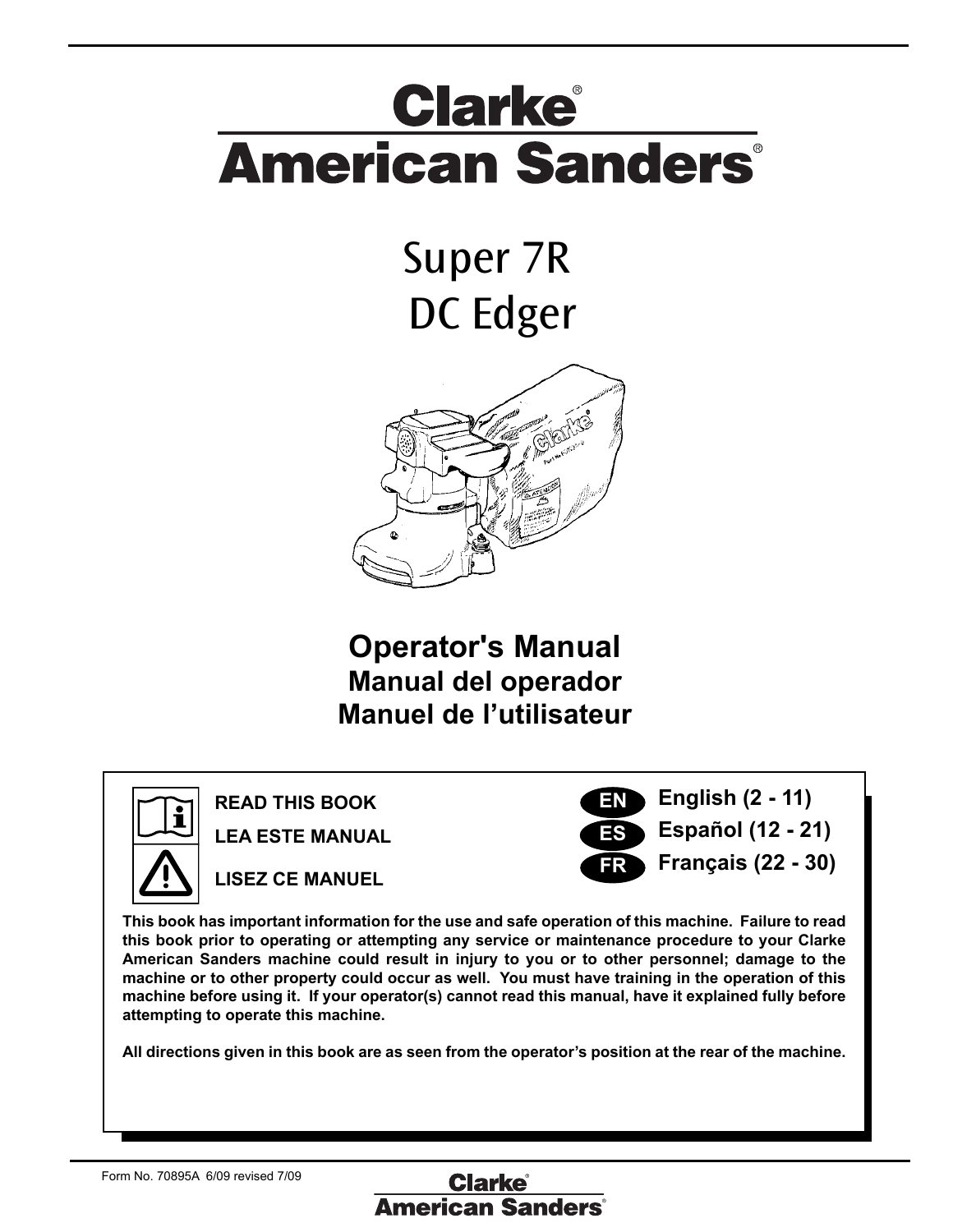# Clarke®
# American Sanders®

## Super 7R
## DC Edger

## Operator's Manual
### Manual del operador
### Manuel de l'utilisateur

**READ THIS BOOK**

**LEA ESTE MANUAL**

**LISEZ CE MANUEL**

**EN** English (2 - 11)

**ES** Español (12 - 21)

**FR** Français (22 - 30)

**This book has important information for the use and safe operation of this machine. Failure to read this book prior to operating or attempting any service or maintenance procedure to your Clarke American Sanders machine could result in injury to you or to other personnel; damage to the machine or to other property could occur as well. You must have training in the operation of this machine before using it. If your operator(s) cannot read this manual, have it explained fully before attempting to operate this machine.**

**All directions given in this book are as seen from the operator's position at the rear of the machine.**

Form No. 70895A 6/09 revised 7/09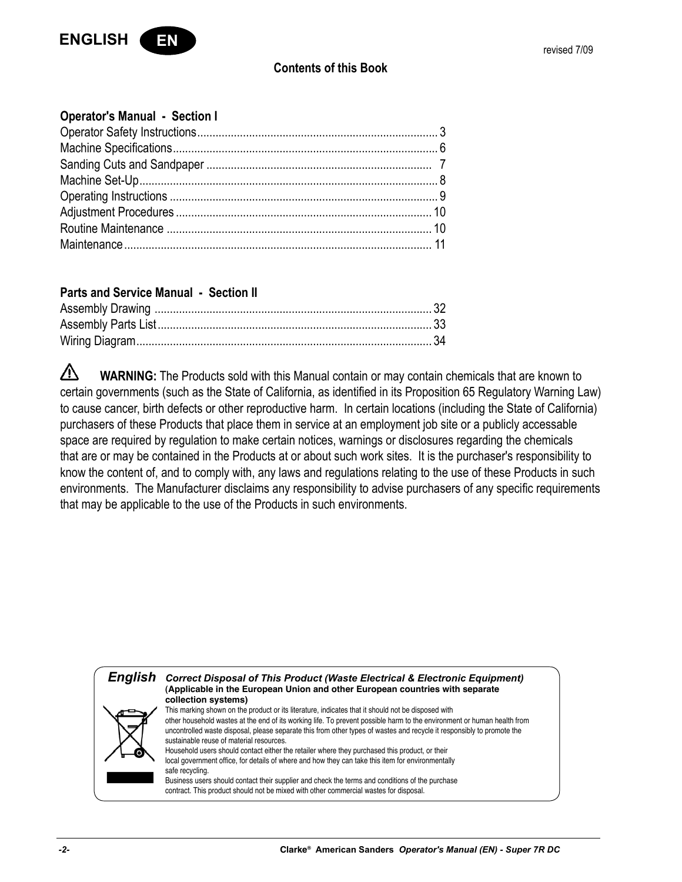ENGLISH **EN**

revised 7/09

## Contents of this Book

### Operator's Manual - Section I

| | |
|---|---|
| Operator Safety Instructions | 3 |
| Machine Specifications | 6 |
| Sanding Cuts and Sandpaper | 7 |
| Machine Set-Up | 8 |
| Operating Instructions | 9 |
| Adjustment Procedures | 10 |
| Routine Maintenance | 10 |
| Maintenance | 11 |

### Parts and Service Manual - Section II

| | |
|---|---|
| Assembly Drawing | 32 |
| Assembly Parts List | 33 |
| Wiring Diagram | 34 |

⚠ **WARNING:** The Products sold with this Manual contain or may contain chemicals that are known to certain governments (such as the State of California, as identified in its Proposition 65 Regulatory Warning Law) to cause cancer, birth defects or other reproductive harm. In certain locations (including the State of California) purchasers of these Products that place them in service at an employment job site or a publicly accessable space are required by regulation to make certain notices, warnings or disclosures regarding the chemicals that are or may be contained in the Products at or about such work sites. It is the purchaser's responsibility to know the content of, and to comply with, any laws and regulations relating to the use of these Products in such environments. The Manufacturer disclaims any responsibility to advise purchasers of any specific requirements that may be applicable to the use of the Products in such environments.

***English*** ***Correct Disposal of This Product (Waste Electrical & Electronic Equipment)***
**(Applicable in the European Union and other European countries with separate collection systems)**

This marking shown on the product or its literature, indicates that it should not be disposed with other household wastes at the end of its working life. To prevent possible harm to the environment or human health from uncontrolled waste disposal, please separate this from other types of wastes and recycle it responsibly to promote the sustainable reuse of material resources.

Household users should contact either the retailer where they purchased this product, or their local government office, for details of where and how they can take this item for environmentally safe recycling.

Business users should contact their supplier and check the terms and conditions of the purchase contract. This product should not be mixed with other commercial wastes for disposal.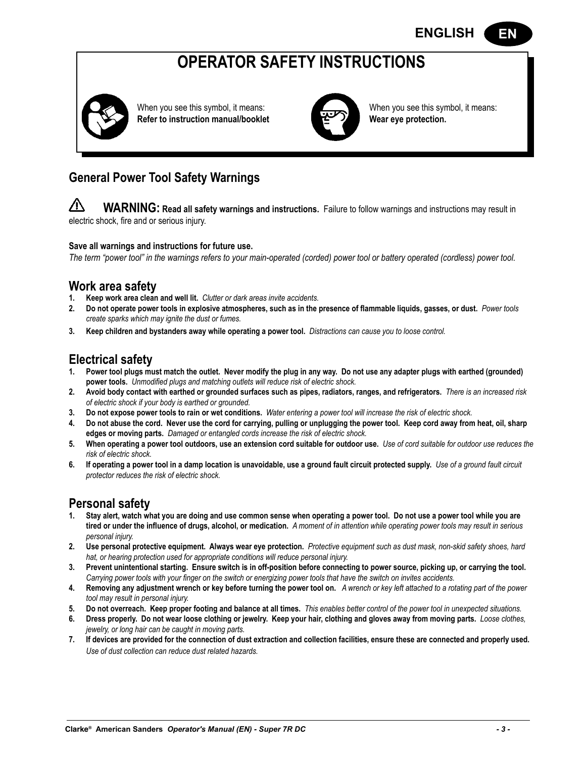# OPERATOR SAFETY INSTRUCTIONS

When you see this symbol, it means:
**Refer to instruction manual/booklet**

When you see this symbol, it means:
**Wear eye protection.**

## General Power Tool Safety Warnings

⚠ **WARNING: Read all safety warnings and instructions.** Failure to follow warnings and instructions may result in electric shock, fire and or serious injury.

**Save all warnings and instructions for future use.**
*The term "power tool" in the warnings refers to your main-operated (corded) power tool or battery operated (cordless) power tool.*

## Work area safety

1. **Keep work area clean and well lit.** *Clutter or dark areas invite accidents.*
2. **Do not operate power tools in explosive atmospheres, such as in the presence of flammable liquids, gasses, or dust.** *Power tools create sparks which may ignite the dust or fumes.*
3. **Keep children and bystanders away while operating a power tool.** *Distractions can cause you to loose control.*

## Electrical safety

1. **Power tool plugs must match the outlet. Never modify the plug in any way. Do not use any adapter plugs with earthed (grounded) power tools.** *Unmodified plugs and matching outlets will reduce risk of electric shock.*
2. **Avoid body contact with earthed or grounded surfaces such as pipes, radiators, ranges, and refrigerators.** *There is an increased risk of electric shock if your body is earthed or grounded.*
3. **Do not expose power tools to rain or wet conditions.** *Water entering a power tool will increase the risk of electric shock.*
4. **Do not abuse the cord. Never use the cord for carrying, pulling or unplugging the power tool. Keep cord away from heat, oil, sharp edges or moving parts.** *Damaged or entangled cords increase the risk of electric shock.*
5. **When operating a power tool outdoors, use an extension cord suitable for outdoor use.** *Use of cord suitable for outdoor use reduces the risk of electric shock.*
6. **If operating a power tool in a damp location is unavoidable, use a ground fault circuit protected supply.** *Use of a ground fault circuit protector reduces the risk of electric shock.*

## Personal safety

1. **Stay alert, watch what you are doing and use common sense when operating a power tool. Do not use a power tool while you are tired or under the influence of drugs, alcohol, or medication.** *A moment of in attention while operating power tools may result in serious personal injury.*
2. **Use personal protective equipment. Always wear eye protection.** *Protective equipment such as dust mask, non-skid safety shoes, hard hat, or hearing protection used for appropriate conditions will reduce personal injury.*
3. **Prevent unintentional starting. Ensure switch is in off-position before connecting to power source, picking up, or carrying the tool.** *Carrying power tools with your finger on the switch or energizing power tools that have the switch on invites accidents.*
4. **Removing any adjustment wrench or key before turning the power tool on.** *A wrench or key left attached to a rotating part of the power tool may result in personal injury.*
5. **Do not overreach. Keep proper footing and balance at all times.** *This enables better control of the power tool in unexpected situations.*
6. **Dress properly. Do not wear loose clothing or jewelry. Keep your hair, clothing and gloves away from moving parts.** *Loose clothes, jewelry, or long hair can be caught in moving parts.*
7. **If devices are provided for the connection of dust extraction and collection facilities, ensure these are connected and properly used.** *Use of dust collection can reduce dust related hazards.*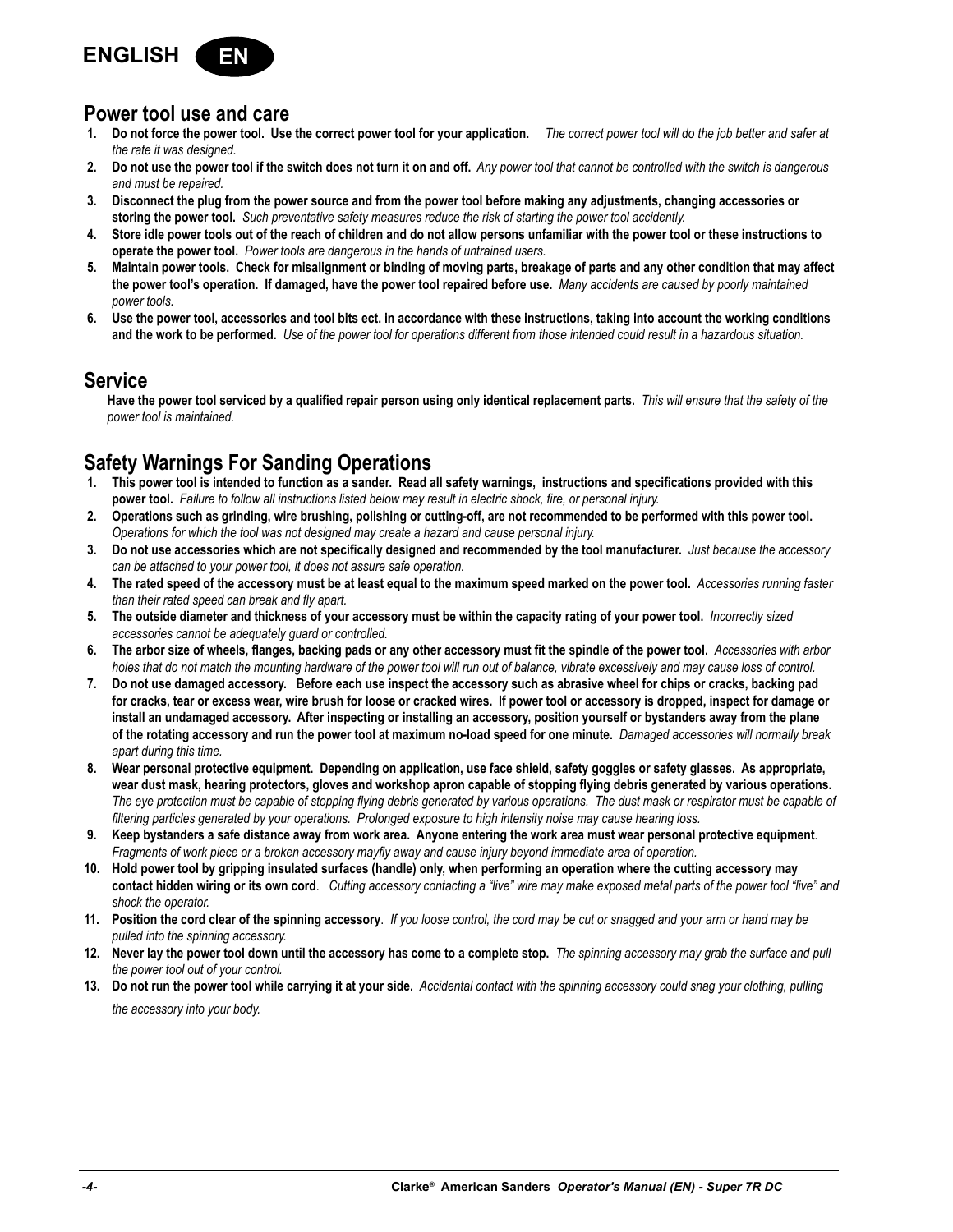## Power tool use and care

1. **Do not force the power tool. Use the correct power tool for your application.** *The correct power tool will do the job better and safer at the rate it was designed.*
2. **Do not use the power tool if the switch does not turn it on and off.** *Any power tool that cannot be controlled with the switch is dangerous and must be repaired.*
3. **Disconnect the plug from the power source and from the power tool before making any adjustments, changing accessories or storing the power tool.** *Such preventative safety measures reduce the risk of starting the power tool accidently.*
4. **Store idle power tools out of the reach of children and do not allow persons unfamiliar with the power tool or these instructions to operate the power tool.** *Power tools are dangerous in the hands of untrained users.*
5. **Maintain power tools. Check for misalignment or binding of moving parts, breakage of parts and any other condition that may affect the power tool's operation. If damaged, have the power tool repaired before use.** *Many accidents are caused by poorly maintained power tools.*
6. **Use the power tool, accessories and tool bits ect. in accordance with these instructions, taking into account the working conditions and the work to be performed.** *Use of the power tool for operations different from those intended could result in a hazardous situation.*

## Service

**Have the power tool serviced by a qualified repair person using only identical replacement parts.** *This will ensure that the safety of the power tool is maintained.*

## Safety Warnings For Sanding Operations

1. **This power tool is intended to function as a sander. Read all safety warnings, instructions and specifications provided with this power tool.** *Failure to follow all instructions listed below may result in electric shock, fire, or personal injury.*
2. **Operations such as grinding, wire brushing, polishing or cutting-off, are not recommended to be performed with this power tool.** *Operations for which the tool was not designed may create a hazard and cause personal injury.*
3. **Do not use accessories which are not specifically designed and recommended by the tool manufacturer.** *Just because the accessory can be attached to your power tool, it does not assure safe operation.*
4. **The rated speed of the accessory must be at least equal to the maximum speed marked on the power tool.** *Accessories running faster than their rated speed can break and fly apart.*
5. **The outside diameter and thickness of your accessory must be within the capacity rating of your power tool.** *Incorrectly sized accessories cannot be adequately guard or controlled.*
6. **The arbor size of wheels, flanges, backing pads or any other accessory must fit the spindle of the power tool.** *Accessories with arbor holes that do not match the mounting hardware of the power tool will run out of balance, vibrate excessively and may cause loss of control.*
7. **Do not use damaged accessory. Before each use inspect the accessory such as abrasive wheel for chips or cracks, backing pad for cracks, tear or excess wear, wire brush for loose or cracked wires. If power tool or accessory is dropped, inspect for damage or install an undamaged accessory. After inspecting or installing an accessory, position yourself or bystanders away from the plane of the rotating accessory and run the power tool at maximum no-load speed for one minute.** *Damaged accessories will normally break apart during this time.*
8. **Wear personal protective equipment. Depending on application, use face shield, safety goggles or safety glasses. As appropriate, wear dust mask, hearing protectors, gloves and workshop apron capable of stopping flying debris generated by various operations.** *The eye protection must be capable of stopping flying debris generated by various operations. The dust mask or respirator must be capable of filtering particles generated by your operations. Prolonged exposure to high intensity noise may cause hearing loss.*
9. **Keep bystanders a safe distance away from work area. Anyone entering the work area must wear personal protective equipment**. *Fragments of work piece or a broken accessory mayfly away and cause injury beyond immediate area of operation.*
10. **Hold power tool by gripping insulated surfaces (handle) only, when performing an operation where the cutting accessory may contact hidden wiring or its own cord**. *Cutting accessory contacting a "live" wire may make exposed metal parts of the power tool "live" and shock the operator.*
11. **Position the cord clear of the spinning accessory**. *If you loose control, the cord may be cut or snagged and your arm or hand may be pulled into the spinning accessory.*
12. **Never lay the power tool down until the accessory has come to a complete stop.** *The spinning accessory may grab the surface and pull the power tool out of your control.*
13. **Do not run the power tool while carrying it at your side.** *Accidental contact with the spinning accessory could snag your clothing, pulling the accessory into your body.*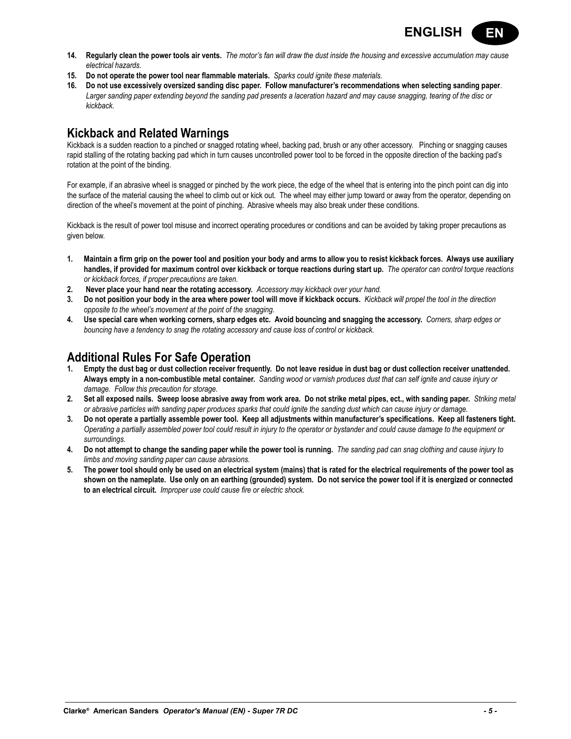14. **Regularly clean the power tools air vents.** *The motor's fan will draw the dust inside the housing and excessive accumulation may cause electrical hazards.*
15. **Do not operate the power tool near flammable materials.** *Sparks could ignite these materials.*
16. **Do not use excessively oversized sanding disc paper. Follow manufacturer's recommendations when selecting sanding paper**. *Larger sanding paper extending beyond the sanding pad presents a laceration hazard and may cause snagging, tearing of the disc or kickback.*

## Kickback and Related Warnings

Kickback is a sudden reaction to a pinched or snagged rotating wheel, backing pad, brush or any other accessory. Pinching or snagging causes rapid stalling of the rotating backing pad which in turn causes uncontrolled power tool to be forced in the opposite direction of the backing pad's rotation at the point of the binding.

For example, if an abrasive wheel is snagged or pinched by the work piece, the edge of the wheel that is entering into the pinch point can dig into the surface of the material causing the wheel to climb out or kick out. The wheel may either jump toward or away from the operator, depending on direction of the wheel's movement at the point of pinching. Abrasive wheels may also break under these conditions.

Kickback is the result of power tool misuse and incorrect operating procedures or conditions and can be avoided by taking proper precautions as given below.

1. **Maintain a firm grip on the power tool and position your body and arms to allow you to resist kickback forces. Always use auxiliary handles, if provided for maximum control over kickback or torque reactions during start up.** *The operator can control torque reactions or kickback forces, if proper precautions are taken.*
2. **Never place your hand near the rotating accessory.** *Accessory may kickback over your hand.*
3. **Do not position your body in the area where power tool will move if kickback occurs.** *Kickback will propel the tool in the direction opposite to the wheel's movement at the point of the snagging.*
4. **Use special care when working corners, sharp edges etc. Avoid bouncing and snagging the accessory.** *Corners, sharp edges or bouncing have a tendency to snag the rotating accessory and cause loss of control or kickback.*

## Additional Rules For Safe Operation

1. **Empty the dust bag or dust collection receiver frequently. Do not leave residue in dust bag or dust collection receiver unattended. Always empty in a non-combustible metal container.** *Sanding wood or varnish produces dust that can self ignite and cause injury or damage. Follow this precaution for storage.*
2. **Set all exposed nails. Sweep loose abrasive away from work area. Do not strike metal pipes, ect., with sanding paper.** *Striking metal or abrasive particles with sanding paper produces sparks that could ignite the sanding dust which can cause injury or damage.*
3. **Do not operate a partially assemble power tool. Keep all adjustments within manufacturer's specifications. Keep all fasteners tight.** *Operating a partially assembled power tool could result in injury to the operator or bystander and could cause damage to the equipment or surroundings.*
4. **Do not attempt to change the sanding paper while the power tool is running.** *The sanding pad can snag clothing and cause injury to limbs and moving sanding paper can cause abrasions.*
5. **The power tool should only be used on an electrical system (mains) that is rated for the electrical requirements of the power tool as shown on the nameplate. Use only on an earthing (grounded) system. Do not service the power tool if it is energized or connected to an electrical circuit.** *Improper use could cause fire or electric shock.*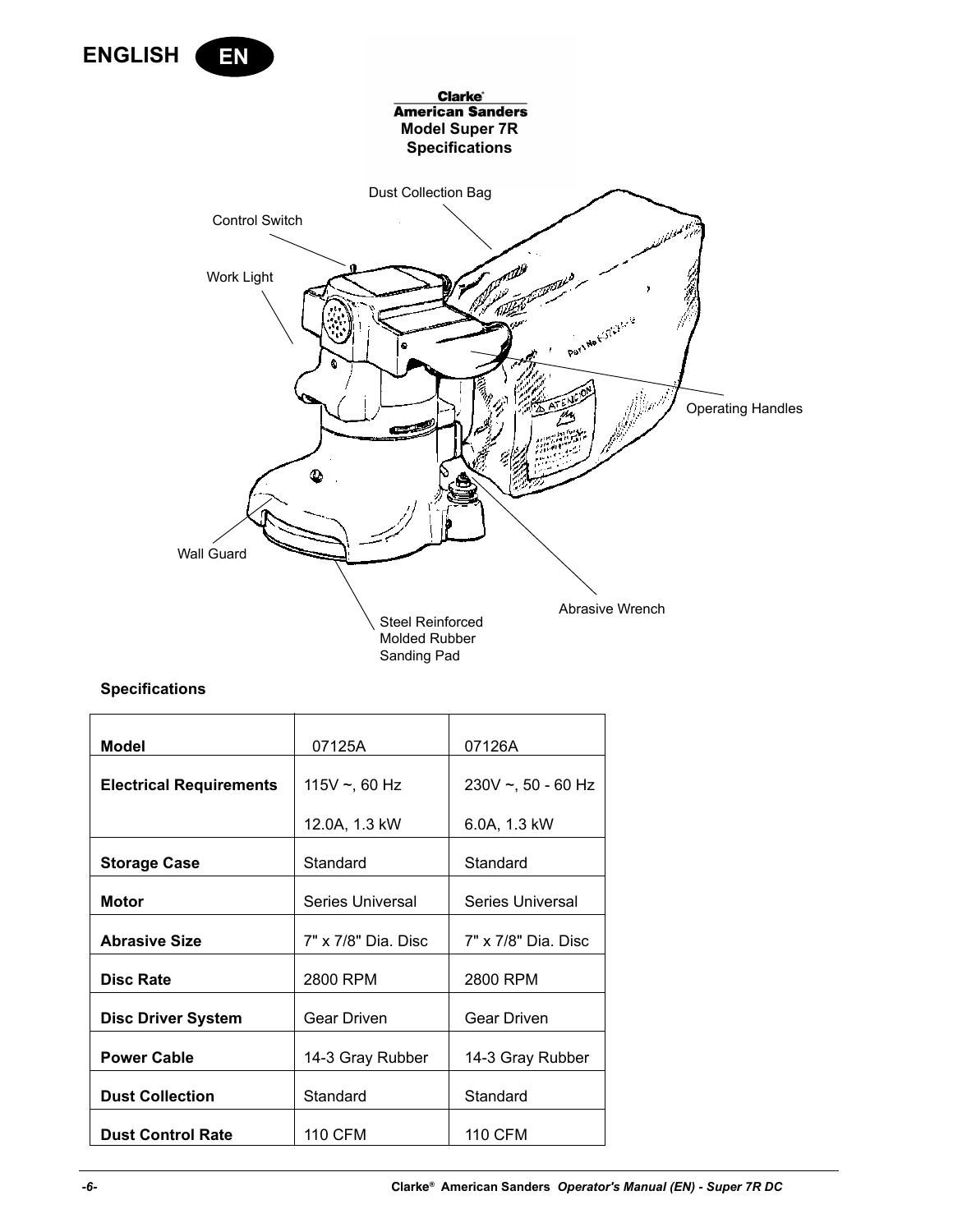ENGLISH EN

**Clarke®**
**American Sanders**
**Model Super 7R**
**Specifications**

Dust Collection Bag

Control Switch

Work Light

Operating Handles

Wall Guard

Abrasive Wrench

Steel Reinforced Molded Rubber Sanding Pad

**Specifications**

| **Model** | 07125A | 07126A |
|---|---|---|
| **Electrical Requirements** | 115V ~, 60 Hz<br>12.0A, 1.3 kW | 230V ~, 50 - 60 Hz<br>6.0A, 1.3 kW |
| **Storage Case** | Standard | Standard |
| **Motor** | Series Universal | Series Universal |
| **Abrasive Size** | 7" x 7/8" Dia. Disc | 7" x 7/8" Dia. Disc |
| **Disc Rate** | 2800 RPM | 2800 RPM |
| **Disc Driver System** | Gear Driven | Gear Driven |
| **Power Cable** | 14-3 Gray Rubber | 14-3 Gray Rubber |
| **Dust Collection** | Standard | Standard |
| **Dust Control Rate** | 110 CFM | 110 CFM |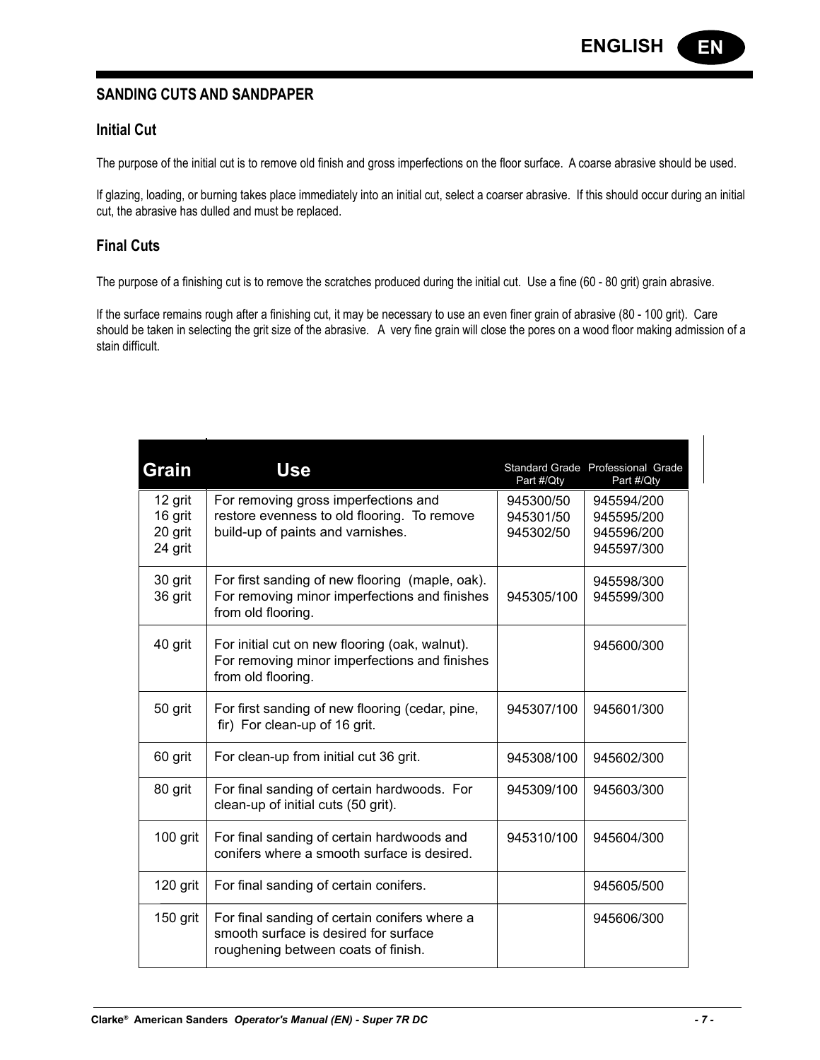## SANDING CUTS AND SANDPAPER

### Initial Cut

The purpose of the initial cut is to remove old finish and gross imperfections on the floor surface. A coarse abrasive should be used.

If glazing, loading, or burning takes place immediately into an initial cut, select a coarser abrasive. If this should occur during an initial cut, the abrasive has dulled and must be replaced.

### Final Cuts

The purpose of a finishing cut is to remove the scratches produced during the initial cut. Use a fine (60 - 80 grit) grain abrasive.

If the surface remains rough after a finishing cut, it may be necessary to use an even finer grain of abrasive (80 - 100 grit). Care should be taken in selecting the grit size of the abrasive. A very fine grain will close the pores on a wood floor making admission of a stain difficult.

| Grain | Use | Standard Grade Part #/Qty | Professional Grade Part #/Qty |
|---|---|---|---|
| 12 grit<br>16 grit<br>20 grit<br>24 grit | For removing gross imperfections and restore evenness to old flooring. To remove build-up of paints and varnishes. | 945300/50<br>945301/50<br>945302/50 | 945594/200<br>945595/200<br>945596/200<br>945597/300 |
| 30 grit<br>36 grit | For first sanding of new flooring (maple, oak). For removing minor imperfections and finishes from old flooring. | 945305/100 | 945598/300<br>945599/300 |
| 40 grit | For initial cut on new flooring (oak, walnut). For removing minor imperfections and finishes from old flooring. | | 945600/300 |
| 50 grit | For first sanding of new flooring (cedar, pine, fir) For clean-up of 16 grit. | 945307/100 | 945601/300 |
| 60 grit | For clean-up from initial cut 36 grit. | 945308/100 | 945602/300 |
| 80 grit | For final sanding of certain hardwoods. For clean-up of initial cuts (50 grit). | 945309/100 | 945603/300 |
| 100 grit | For final sanding of certain hardwoods and conifers where a smooth surface is desired. | 945310/100 | 945604/300 |
| 120 grit | For final sanding of certain conifers. | | 945605/500 |
| 150 grit | For final sanding of certain conifers where a smooth surface is desired for surface roughening between coats of finish. | | 945606/300 |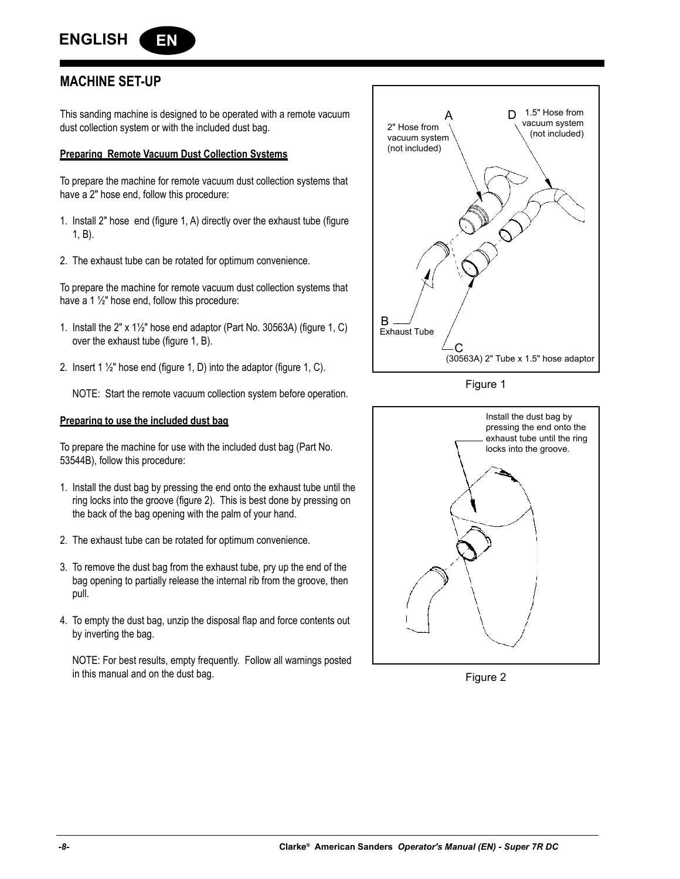# MACHINE SET-UP

This sanding machine is designed to be operated with a remote vacuum dust collection system or with the included dust bag.

**Preparing Remote Vacuum Dust Collection Systems**

To prepare the machine for remote vacuum dust collection systems that have a 2" hose end, follow this procedure:

1. Install 2" hose end (figure 1, A) directly over the exhaust tube (figure 1, B).
2. The exhaust tube can be rotated for optimum convenience.

To prepare the machine for remote vacuum dust collection systems that have a 1 ½" hose end, follow this procedure:

1. Install the 2" x 1½" hose end adaptor (Part No. 30563A) (figure 1, C) over the exhaust tube (figure 1, B).
2. Insert 1 ½" hose end (figure 1, D) into the adaptor (figure 1, C).

   NOTE: Start the remote vacuum collection system before operation.

**Preparing to use the included dust bag**

To prepare the machine for use with the included dust bag (Part No. 53544B), follow this procedure:

1. Install the dust bag by pressing the end onto the exhaust tube until the ring locks into the groove (figure 2). This is best done by pressing on the back of the bag opening with the palm of your hand.
2. The exhaust tube can be rotated for optimum convenience.
3. To remove the dust bag from the exhaust tube, pry up the end of the bag opening to partially release the internal rib from the groove, then pull.
4. To empty the dust bag, unzip the disposal flap and force contents out by inverting the bag.

   NOTE: For best results, empty frequently. Follow all warnings posted in this manual and on the dust bag.

A — 2" Hose from vacuum system (not included)
D — 1.5" Hose from vacuum system (not included)
B — Exhaust Tube
C — (30563A) 2" Tube x 1.5" hose adaptor

Figure 1

Install the dust bag by pressing the end onto the exhaust tube until the ring locks into the groove.

Figure 2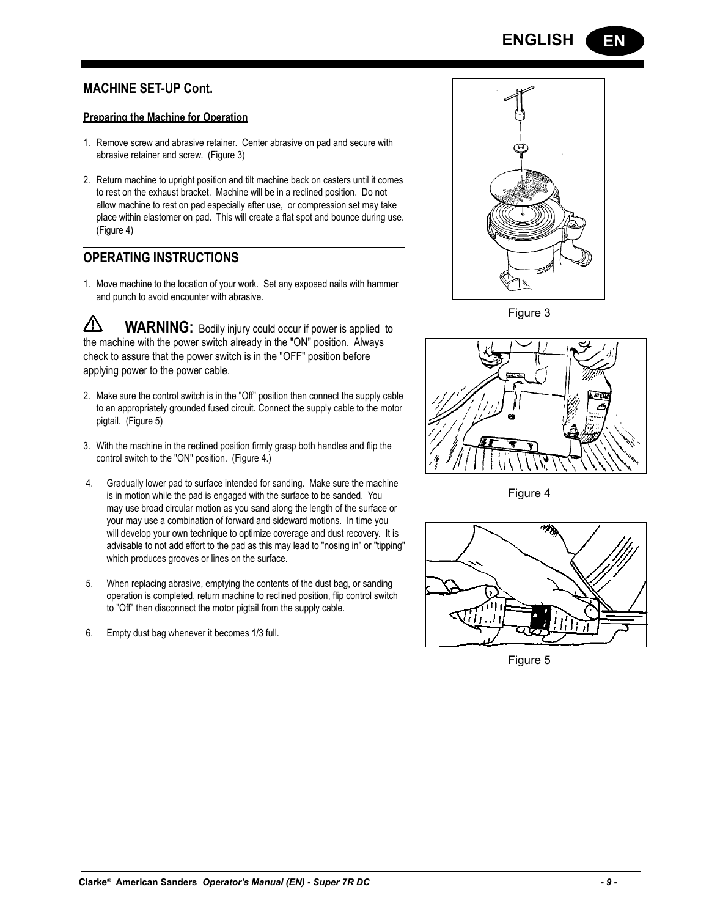## MACHINE SET-UP Cont.

### Preparing the Machine for Operation

1. Remove screw and abrasive retainer. Center abrasive on pad and secure with abrasive retainer and screw. (Figure 3)

2. Return machine to upright position and tilt machine back on casters until it comes to rest on the exhaust bracket. Machine will be in a reclined position. Do not allow machine to rest on pad especially after use, or compression set may take place within elastomer on pad. This will create a flat spot and bounce during use. (Figure 4)

## OPERATING INSTRUCTIONS

1. Move machine to the location of your work. Set any exposed nails with hammer and punch to avoid encounter with abrasive.

⚠ **WARNING:** Bodily injury could occur if power is applied to the machine with the power switch already in the "ON" position. Always check to assure that the power switch is in the "OFF" position before applying power to the power cable.

2. Make sure the control switch is in the "Off" position then connect the supply cable to an appropriately grounded fused circuit. Connect the supply cable to the motor pigtail. (Figure 5)

3. With the machine in the reclined position firmly grasp both handles and flip the control switch to the "ON" position. (Figure 4.)

4. Gradually lower pad to surface intended for sanding. Make sure the machine is in motion while the pad is engaged with the surface to be sanded. You may use broad circular motion as you sand along the length of the surface or your may use a combination of forward and sideward motions. In time you will develop your own technique to optimize coverage and dust recovery. It is advisable to not add effort to the pad as this may lead to "nosing in" or "tipping" which produces grooves or lines on the surface.

5. When replacing abrasive, emptying the contents of the dust bag, or sanding operation is completed, return machine to reclined position, flip control switch to "Off" then disconnect the motor pigtail from the supply cable.

6. Empty dust bag whenever it becomes 1/3 full.

Figure 3

Figure 4

Figure 5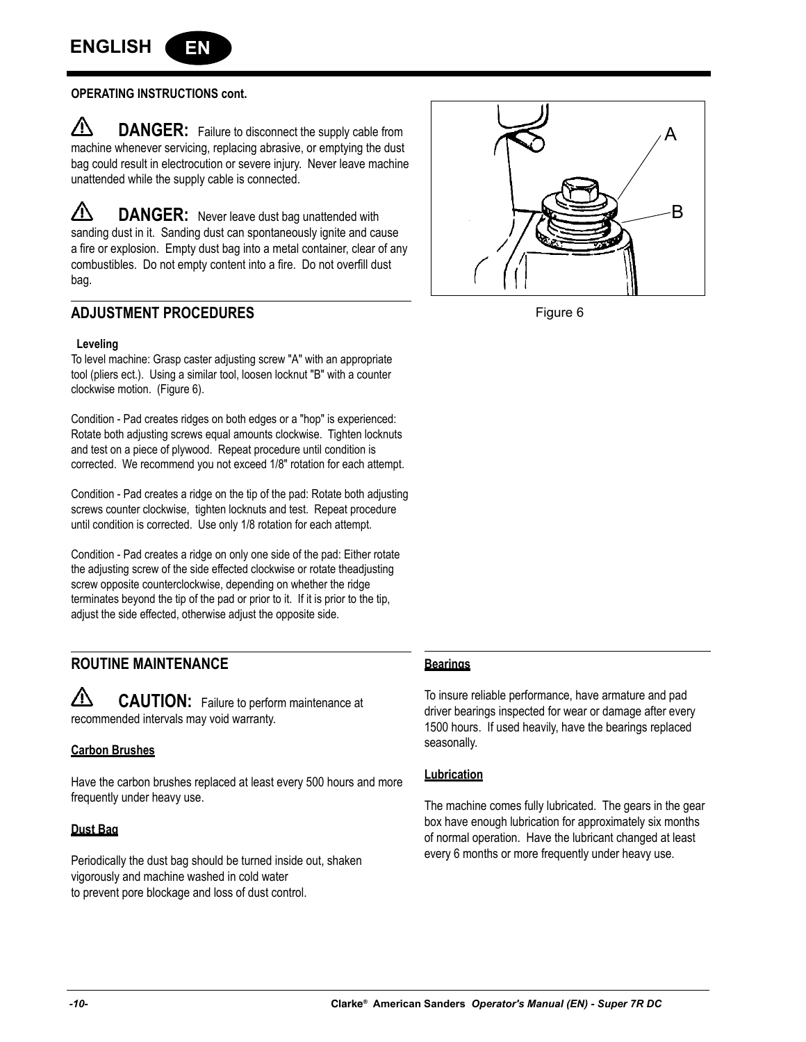## OPERATING INSTRUCTIONS cont.

⚠ **DANGER:** Failure to disconnect the supply cable from machine whenever servicing, replacing abrasive, or emptying the dust bag could result in electrocution or severe injury. Never leave machine unattended while the supply cable is connected.

⚠ **DANGER:** Never leave dust bag unattended with sanding dust in it. Sanding dust can spontaneously ignite and cause a fire or explosion. Empty dust bag into a metal container, clear of any combustibles. Do not empty content into a fire. Do not overfill dust bag.

## ADJUSTMENT PROCEDURES

### Leveling

To level machine: Grasp caster adjusting screw "A" with an appropriate tool (pliers ect.). Using a similar tool, loosen locknut "B" with a counter clockwise motion. (Figure 6).

Figure 6

Condition - Pad creates ridges on both edges or a "hop" is experienced: Rotate both adjusting screws equal amounts clockwise. Tighten locknuts and test on a piece of plywood. Repeat procedure until condition is corrected. We recommend you not exceed 1/8" rotation for each attempt.

Condition - Pad creates a ridge on the tip of the pad: Rotate both adjusting screws counter clockwise, tighten locknuts and test. Repeat procedure until condition is corrected. Use only 1/8 rotation for each attempt.

Condition - Pad creates a ridge on only one side of the pad: Either rotate the adjusting screw of the side effected clockwise or rotate theadjusting screw opposite counterclockwise, depending on whether the ridge terminates beyond the tip of the pad or prior to it. If it is prior to the tip, adjust the side effected, otherwise adjust the opposite side.

## ROUTINE MAINTENANCE

⚠ **CAUTION:** Failure to perform maintenance at recommended intervals may void warranty.

### Carbon Brushes

Have the carbon brushes replaced at least every 500 hours and more frequently under heavy use.

### Dust Bag

Periodically the dust bag should be turned inside out, shaken vigorously and machine washed in cold water
to prevent pore blockage and loss of dust control.

### Bearings

To insure reliable performance, have armature and pad driver bearings inspected for wear or damage after every 1500 hours. If used heavily, have the bearings replaced seasonally.

### Lubrication

The machine comes fully lubricated. The gears in the gear box have enough lubrication for approximately six months of normal operation. Have the lubricant changed at least every 6 months or more frequently under heavy use.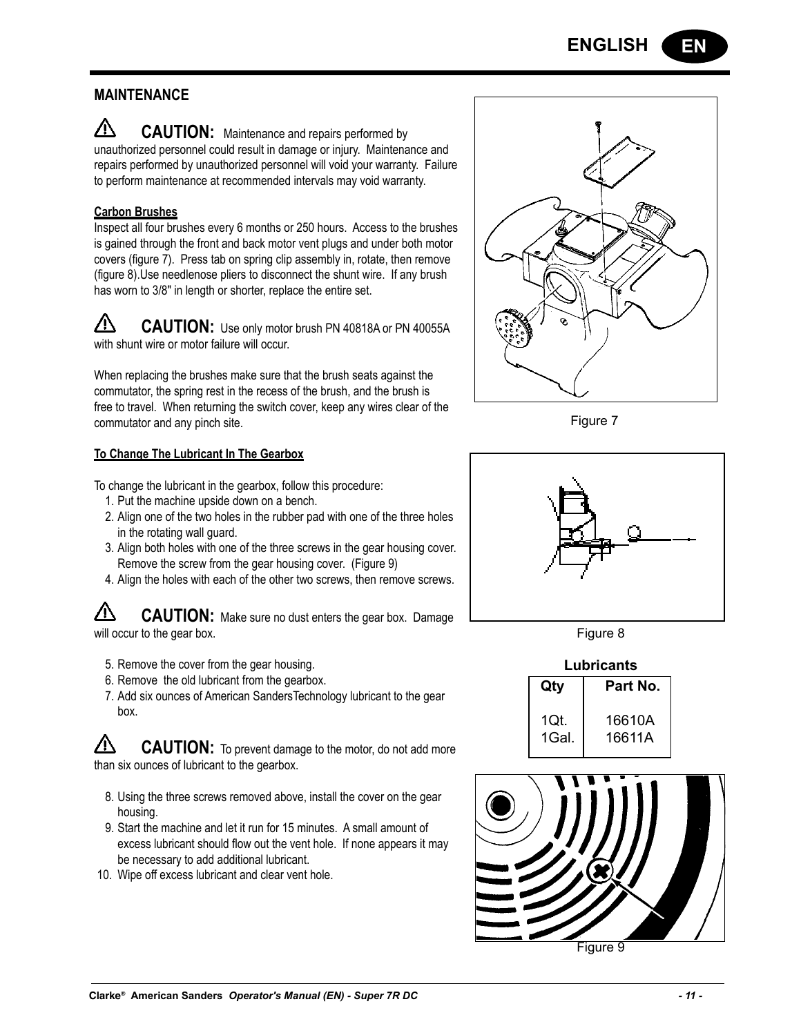## MAINTENANCE

**CAUTION:** Maintenance and repairs performed by unauthorized personnel could result in damage or injury. Maintenance and repairs performed by unauthorized personnel will void your warranty. Failure to perform maintenance at recommended intervals may void warranty.

### Carbon Brushes

Inspect all four brushes every 6 months or 250 hours. Access to the brushes is gained through the front and back motor vent plugs and under both motor covers (figure 7). Press tab on spring clip assembly in, rotate, then remove (figure 8).Use needlenose pliers to disconnect the shunt wire. If any brush has worn to 3/8" in length or shorter, replace the entire set.

**CAUTION:** Use only motor brush PN 40818A or PN 40055A with shunt wire or motor failure will occur.

When replacing the brushes make sure that the brush seats against the commutator, the spring rest in the recess of the brush, and the brush is free to travel. When returning the switch cover, keep any wires clear of the commutator and any pinch site.

Figure 7

Figure 8

### To Change The Lubricant In The Gearbox

To change the lubricant in the gearbox, follow this procedure:

1. Put the machine upside down on a bench.
2. Align one of the two holes in the rubber pad with one of the three holes in the rotating wall guard.
3. Align both holes with one of the three screws in the gear housing cover. Remove the screw from the gear housing cover. (Figure 9)
4. Align the holes with each of the other two screws, then remove screws.

**CAUTION:** Make sure no dust enters the gear box. Damage will occur to the gear box.

5. Remove the cover from the gear housing.
6. Remove the old lubricant from the gearbox.
7. Add six ounces of American SandersTechnology lubricant to the gear box.

**CAUTION:** To prevent damage to the motor, do not add more than six ounces of lubricant to the gearbox.

8. Using the three screws removed above, install the cover on the gear housing.
9. Start the machine and let it run for 15 minutes. A small amount of excess lubricant should flow out the vent hole. If none appears it may be necessary to add additional lubricant.
10. Wipe off excess lubricant and clear vent hole.

**Lubricants**

| Qty | Part No. |
|---|---|
| 1Qt. | 16610A |
| 1Gal. | 16611A |

Figure 9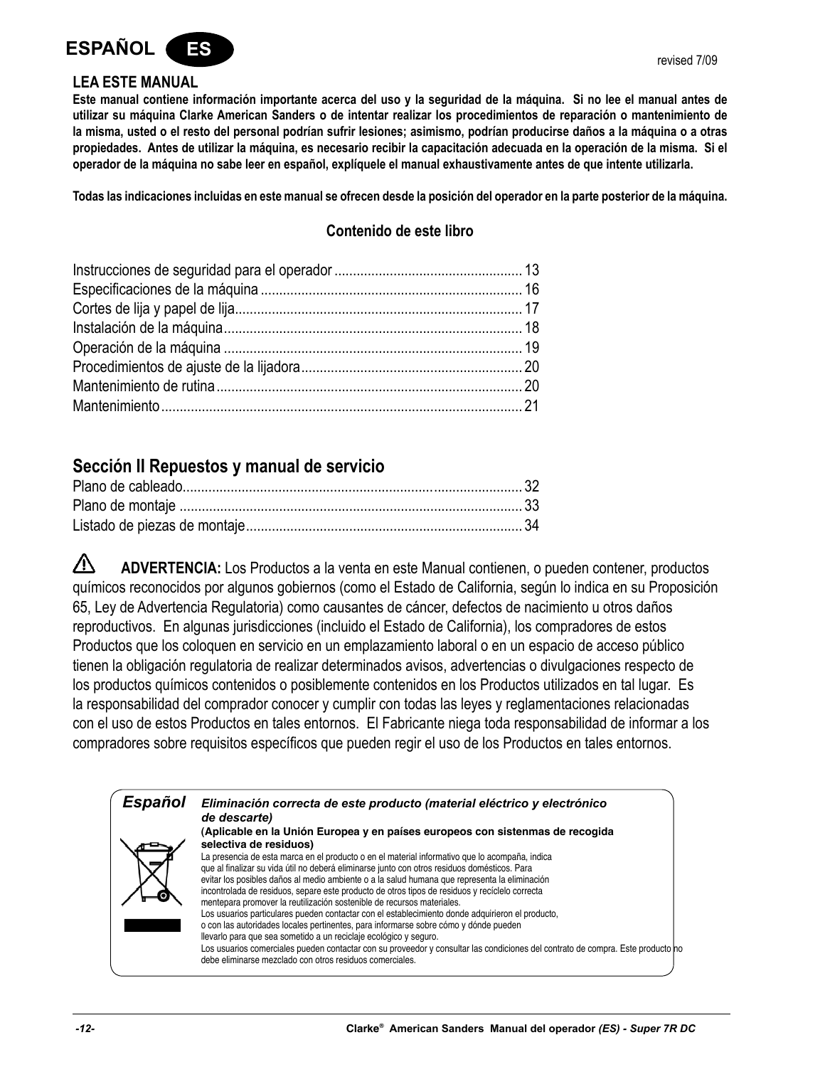**ESPAÑOL** ES

revised 7/09

## LEA ESTE MANUAL

**Este manual contiene información importante acerca del uso y la seguridad de la máquina. Si no lee el manual antes de utilizar su máquina Clarke American Sanders o de intentar realizar los procedimientos de reparación o mantenimiento de la misma, usted o el resto del personal podrían sufrir lesiones; asimismo, podrían producirse daños a la máquina o a otras propiedades. Antes de utilizar la máquina, es necesario recibir la capacitación adecuada en la operación de la misma. Si el operador de la máquina no sabe leer en español, explíquele el manual exhaustivamente antes de que intente utilizarla.**

**Todas las indicaciones incluidas en este manual se ofrecen desde la posición del operador en la parte posterior de la máquina.**

### Contenido de este libro

Instrucciones de seguridad para el operador .................................................. 13
Especificaciones de la máquina ...................................................................... 16
Cortes de lija y papel de lija............................................................................. 17
Instalación de la máquina................................................................................ 18
Operación de la máquina ................................................................................ 19
Procedimientos de ajuste de la lijadora........................................................... 20
Mantenimiento de rutina.................................................................................. 20
Mantenimiento................................................................................................. 21

## Sección II Repuestos y manual de servicio

Plano de cableado........................................................................................... 32
Plano de montaje ............................................................................................ 33
Listado de piezas de montaje.......................................................................... 34

⚠ **ADVERTENCIA:** Los Productos a la venta en este Manual contienen, o pueden contener, productos químicos reconocidos por algunos gobiernos (como el Estado de California, según lo indica en su Proposición 65, Ley de Advertencia Regulatoria) como causantes de cáncer, defectos de nacimiento u otros daños reproductivos. En algunas jurisdicciones (incluido el Estado de California), los compradores de estos Productos que los coloquen en servicio en un emplazamiento laboral o en un espacio de acceso público tienen la obligación regulatoria de realizar determinados avisos, advertencias o divulgaciones respecto de los productos químicos contenidos o posiblemente contenidos en los Productos utilizados en tal lugar. Es la responsabilidad del comprador conocer y cumplir con todas las leyes y reglamentaciones relacionadas con el uso de estos Productos en tales entornos. El Fabricante niega toda responsabilidad de informar a los compradores sobre requisitos específicos que pueden regir el uso de los Productos en tales entornos.

***Español*** ***Eliminación correcta de este producto (material eléctrico y electrónico de descarte)***

**(Aplicable en la Unión Europea y en países europeos con sistenmas de recogida selectiva de residuos)**

La presencia de esta marca en el producto o en el material informativo que lo acompaña, indica que al finalizar su vida útil no deberá eliminarse junto con otros residuos domésticos. Para evitar los posibles daños al medio ambiente o a la salud humana que representa la eliminación incontrolada de residuos, separe este producto de otros tipos de residuos y recíclelo correcta mentepara promover la reutilización sostenible de recursos materiales.
Los usuarios particulares pueden contactar con el establecimiento donde adquirieron el producto, o con las autoridades locales pertinentes, para informarse sobre cómo y dónde pueden llevarlo para que sea sometido a un reciclaje ecológico y seguro.
Los usuarios comerciales pueden contactar con su proveedor y consultar las condiciones del contrato de compra. Este producto no debe eliminarse mezclado con otros residuos comerciales.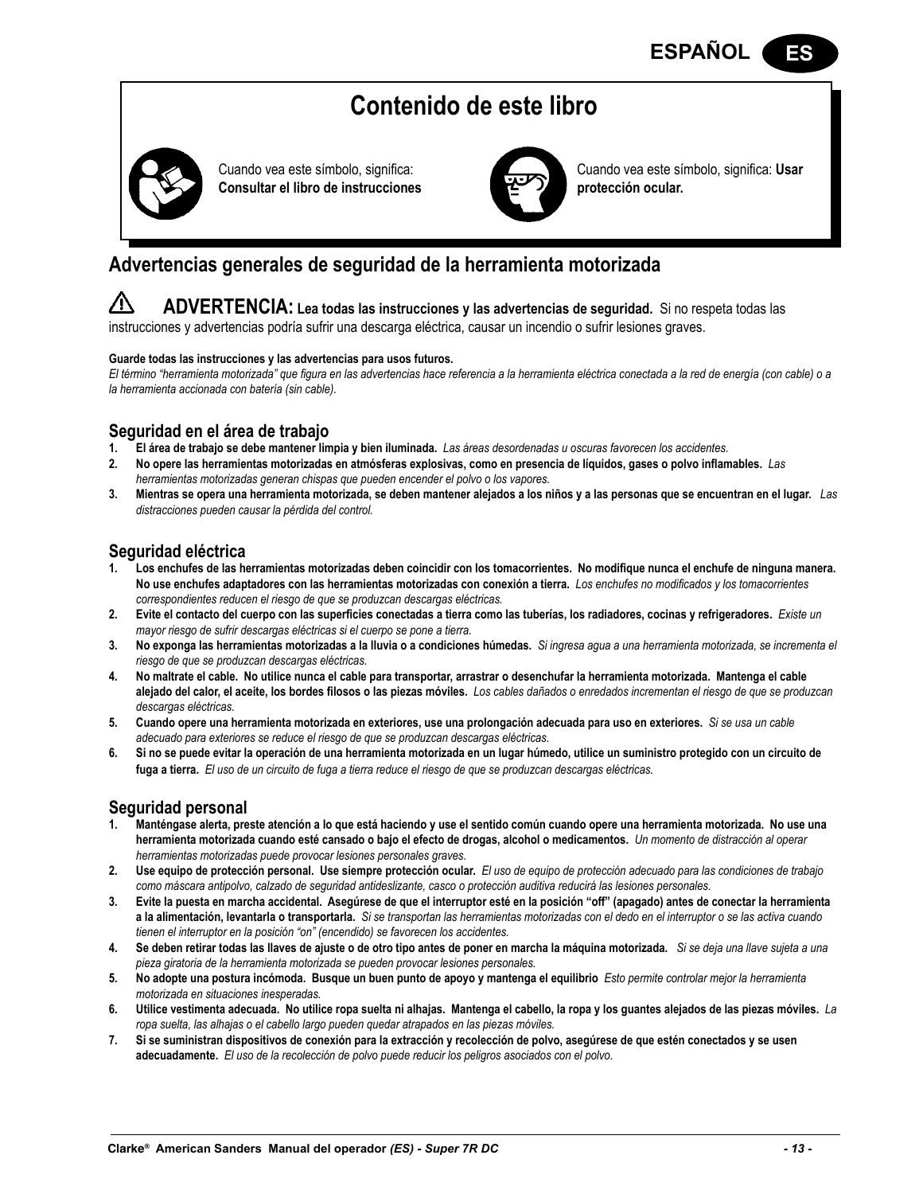# Contenido de este libro

Cuando vea este símbolo, significa: **Consultar el libro de instrucciones**

Cuando vea este símbolo, significa: **Usar protección ocular.**

## Advertencias generales de seguridad de la herramienta motorizada

⚠ **ADVERTENCIA: Lea todas las instrucciones y las advertencias de seguridad.** Si no respeta todas las instrucciones y advertencias podría sufrir una descarga eléctrica, causar un incendio o sufrir lesiones graves.

**Guarde todas las instrucciones y las advertencias para usos futuros.**

*El término "herramienta motorizada" que figura en las advertencias hace referencia a la herramienta eléctrica conectada a la red de energía (con cable) o a la herramienta accionada con batería (sin cable).*

### Seguridad en el área de trabajo

1. **El área de trabajo se debe mantener limpia y bien iluminada.** *Las áreas desordenadas u oscuras favorecen los accidentes.*
2. **No opere las herramientas motorizadas en atmósferas explosivas, como en presencia de líquidos, gases o polvo inflamables.** *Las herramientas motorizadas generan chispas que pueden encender el polvo o los vapores.*
3. **Mientras se opera una herramienta motorizada, se deben mantener alejados a los niños y a las personas que se encuentran en el lugar.** *Las distracciones pueden causar la pérdida del control.*

### Seguridad eléctrica

1. **Los enchufes de las herramientas motorizadas deben coincidir con los tomacorrientes. No modifique nunca el enchufe de ninguna manera. No use enchufes adaptadores con las herramientas motorizadas con conexión a tierra.** *Los enchufes no modificados y los tomacorrientes correspondientes reducen el riesgo de que se produzcan descargas eléctricas.*
2. **Evite el contacto del cuerpo con las superficies conectadas a tierra como las tuberías, los radiadores, cocinas y refrigeradores.** *Existe un mayor riesgo de sufrir descargas eléctricas si el cuerpo se pone a tierra.*
3. **No exponga las herramientas motorizadas a la lluvia o a condiciones húmedas.** *Si ingresa agua a una herramienta motorizada, se incrementa el riesgo de que se produzcan descargas eléctricas.*
4. **No maltrate el cable. No utilice nunca el cable para transportar, arrastrar o desenchufar la herramienta motorizada. Mantenga el cable alejado del calor, el aceite, los bordes filosos o las piezas móviles.** *Los cables dañados o enredados incrementan el riesgo de que se produzcan descargas eléctricas.*
5. **Cuando opere una herramienta motorizada en exteriores, use una prolongación adecuada para uso en exteriores.** *Si se usa un cable adecuado para exteriores se reduce el riesgo de que se produzcan descargas eléctricas.*
6. **Si no se puede evitar la operación de una herramienta motorizada en un lugar húmedo, utilice un suministro protegido con un circuito de fuga a tierra.** *El uso de un circuito de fuga a tierra reduce el riesgo de que se produzcan descargas eléctricas.*

### Seguridad personal

1. **Manténgase alerta, preste atención a lo que está haciendo y use el sentido común cuando opere una herramienta motorizada. No use una herramienta motorizada cuando esté cansado o bajo el efecto de drogas, alcohol o medicamentos.** *Un momento de distracción al operar herramientas motorizadas puede provocar lesiones personales graves.*
2. **Use equipo de protección personal. Use siempre protección ocular.** *El uso de equipo de protección adecuado para las condiciones de trabajo como máscara antipolvo, calzado de seguridad antideslizante, casco o protección auditiva reducirá las lesiones personales.*
3. **Evite la puesta en marcha accidental. Asegúrese de que el interruptor esté en la posición "off" (apagado) antes de conectar la herramienta a la alimentación, levantarla o transportarla.** *Si se transportan las herramientas motorizadas con el dedo en el interruptor o se las activa cuando tienen el interruptor en la posición "on" (encendido) se favorecen los accidentes.*
4. **Se deben retirar todas las llaves de ajuste o de otro tipo antes de poner en marcha la máquina motorizada.** *Si se deja una llave sujeta a una pieza giratoria de la herramienta motorizada se pueden provocar lesiones personales.*
5. **No adopte una postura incómoda. Busque un buen punto de apoyo y mantenga el equilibrio** *Esto permite controlar mejor la herramienta motorizada en situaciones inesperadas.*
6. **Utilice vestimenta adecuada. No utilice ropa suelta ni alhajas. Mantenga el cabello, la ropa y los guantes alejados de las piezas móviles.** *La ropa suelta, las alhajas o el cabello largo pueden quedar atrapados en las piezas móviles.*
7. **Si se suministran dispositivos de conexión para la extracción y recolección de polvo, asegúrese de que estén conectados y se usen adecuadamente.** *El uso de la recolección de polvo puede reducir los peligros asociados con el polvo.*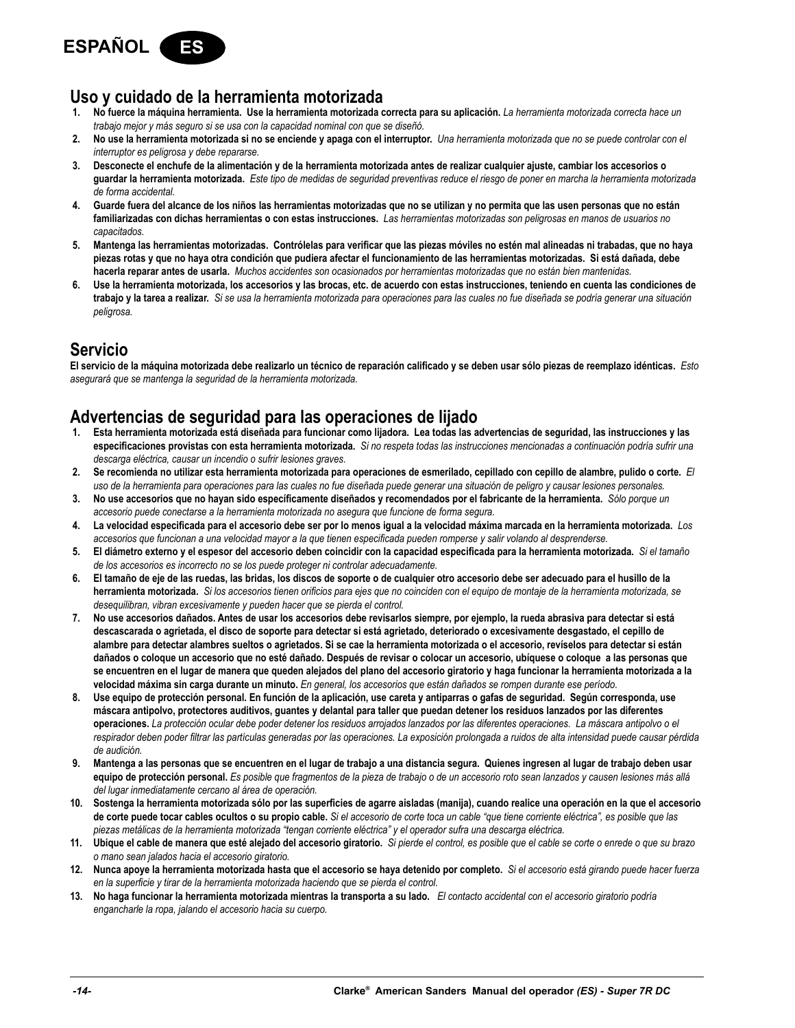## Uso y cuidado de la herramienta motorizada

1. **No fuerce la máquina herramienta. Use la herramienta motorizada correcta para su aplicación.** *La herramienta motorizada correcta hace un trabajo mejor y más seguro si se usa con la capacidad nominal con que se diseñó.*
2. **No use la herramienta motorizada si no se enciende y apaga con el interruptor.** *Una herramienta motorizada que no se puede controlar con el interruptor es peligrosa y debe repararse.*
3. **Desconecte el enchufe de la alimentación y de la herramienta motorizada antes de realizar cualquier ajuste, cambiar los accesorios o guardar la herramienta motorizada.** *Este tipo de medidas de seguridad preventivas reduce el riesgo de poner en marcha la herramienta motorizada de forma accidental.*
4. **Guarde fuera del alcance de los niños las herramientas motorizadas que no se utilizan y no permita que las usen personas que no están familiarizadas con dichas herramientas o con estas instrucciones.** *Las herramientas motorizadas son peligrosas en manos de usuarios no capacitados.*
5. **Mantenga las herramientas motorizadas. Contrólelas para verificar que las piezas móviles no estén mal alineadas ni trabadas, que no haya piezas rotas y que no haya otra condición que pudiera afectar el funcionamiento de las herramientas motorizadas. Si está dañada, debe hacerla reparar antes de usarla.** *Muchos accidentes son ocasionados por herramientas motorizadas que no están bien mantenidas.*
6. **Use la herramienta motorizada, los accesorios y las brocas, etc. de acuerdo con estas instrucciones, teniendo en cuenta las condiciones de trabajo y la tarea a realizar.** *Si se usa la herramienta motorizada para operaciones para las cuales no fue diseñada se podría generar una situación peligrosa.*

## Servicio

**El servicio de la máquina motorizada debe realizarlo un técnico de reparación calificado y se deben usar sólo piezas de reemplazo idénticas.** *Esto asegurará que se mantenga la seguridad de la herramienta motorizada.*

## Advertencias de seguridad para las operaciones de lijado

1. **Esta herramienta motorizada está diseñada para funcionar como lijadora. Lea todas las advertencias de seguridad, las instrucciones y las especificaciones provistas con esta herramienta motorizada.** *Si no respeta todas las instrucciones mencionadas a continuación podría sufrir una descarga eléctrica, causar un incendio o sufrir lesiones graves.*
2. **Se recomienda no utilizar esta herramienta motorizada para operaciones de esmerilado, cepillado con cepillo de alambre, pulido o corte.** *El uso de la herramienta para operaciones para las cuales no fue diseñada puede generar una situación de peligro y causar lesiones personales.*
3. **No use accesorios que no hayan sido específicamente diseñados y recomendados por el fabricante de la herramienta.** *Sólo porque un accesorio puede conectarse a la herramienta motorizada no asegura que funcione de forma segura.*
4. **La velocidad especificada para el accesorio debe ser por lo menos igual a la velocidad máxima marcada en la herramienta motorizada.** *Los accesorios que funcionan a una velocidad mayor a la que tienen especificada pueden romperse y salir volando al desprenderse.*
5. **El diámetro externo y el espesor del accesorio deben coincidir con la capacidad especificada para la herramienta motorizada.** *Si el tamaño de los accesorios es incorrecto no se los puede proteger ni controlar adecuadamente.*
6. **El tamaño de eje de las ruedas, las bridas, los discos de soporte o de cualquier otro accesorio debe ser adecuado para el husillo de la herramienta motorizada.** *Si los accesorios tienen orificios para ejes que no coinciden con el equipo de montaje de la herramienta motorizada, se desequilibran, vibran excesivamente y pueden hacer que se pierda el control.*
7. **No use accesorios dañados. Antes de usar los accesorios debe revisarlos siempre, por ejemplo, la rueda abrasiva para detectar si está descascarada o agrietada, el disco de soporte para detectar si está agrietado, deteriorado o excesivamente desgastado, el cepillo de alambre para detectar alambres sueltos o agrietados. Si se cae la herramienta motorizada o el accesorio, revíselos para detectar si están dañados o coloque un accesorio que no esté dañado. Después de revisar o colocar un accesorio, ubíquese o coloque a las personas que se encuentren en el lugar de manera que queden alejados del plano del accesorio giratorio y haga funcionar la herramienta motorizada a la velocidad máxima sin carga durante un minuto.** *En general, los accesorios que están dañados se rompen durante ese período.*
8. **Use equipo de protección personal. En función de la aplicación, use careta y antiparras o gafas de seguridad. Según corresponda, use máscara antipolvo, protectores auditivos, guantes y delantal para taller que puedan detener los residuos lanzados por las diferentes operaciones.** *La protección ocular debe poder detener los residuos arrojados lanzados por las diferentes operaciones. La máscara antipolvo o el respirador deben poder filtrar las partículas generadas por las operaciones. La exposición prolongada a ruidos de alta intensidad puede causar pérdida de audición.*
9. **Mantenga a las personas que se encuentren en el lugar de trabajo a una distancia segura. Quienes ingresen al lugar de trabajo deben usar equipo de protección personal.** *Es posible que fragmentos de la pieza de trabajo o de un accesorio roto sean lanzados y causen lesiones más allá del lugar inmediatamente cercano al área de operación.*
10. **Sostenga la herramienta motorizada sólo por las superficies de agarre aisladas (manija), cuando realice una operación en la que el accesorio de corte puede tocar cables ocultos o su propio cable.** *Si el accesorio de corte toca un cable "que tiene corriente eléctrica", es posible que las piezas metálicas de la herramienta motorizada "tengan corriente eléctrica" y el operador sufra una descarga eléctrica.*
11. **Ubique el cable de manera que esté alejado del accesorio giratorio.** *Si pierde el control, es posible que el cable se corte o enrede o que su brazo o mano sean jalados hacia el accesorio giratorio.*
12. **Nunca apoye la herramienta motorizada hasta que el accesorio se haya detenido por completo.** *Si el accesorio está girando puede hacer fuerza en la superficie y tirar de la herramienta motorizada haciendo que se pierda el control.*
13. **No haga funcionar la herramienta motorizada mientras la transporta a su lado.** *El contacto accidental con el accesorio giratorio podría engancharle la ropa, jalando el accesorio hacia su cuerpo.*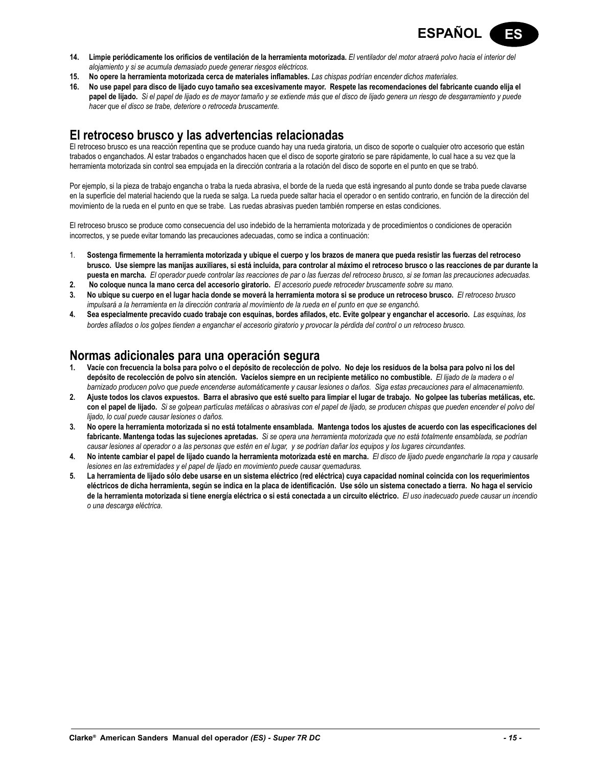14. **Limpie periódicamente los orificios de ventilación de la herramienta motorizada.** *El ventilador del motor atraerá polvo hacia el interior del alojamiento y si se acumula demasiado puede generar riesgos eléctricos.*
15. **No opere la herramienta motorizada cerca de materiales inflamables.** *Las chispas podrían encender dichos materiales.*
16. **No use papel para disco de lijado cuyo tamaño sea excesivamente mayor. Respete las recomendaciones del fabricante cuando elija el papel de lijado.** *Si el papel de lijado es de mayor tamaño y se extiende más que el disco de lijado genera un riesgo de desgarramiento y puede hacer que el disco se trabe, deteriore o retroceda bruscamente.*

## El retroceso brusco y las advertencias relacionadas

El retroceso brusco es una reacción repentina que se produce cuando hay una rueda giratoria, un disco de soporte o cualquier otro accesorio que están trabados o enganchados. Al estar trabados o enganchados hacen que el disco de soporte giratorio se pare rápidamente, lo cual hace a su vez que la herramienta motorizada sin control sea empujada en la dirección contraria a la rotación del disco de soporte en el punto en que se trabó.

Por ejemplo, si la pieza de trabajo engancha o traba la rueda abrasiva, el borde de la rueda que está ingresando al punto donde se traba puede clavarse en la superficie del material haciendo que la rueda se salga. La rueda puede saltar hacia el operador o en sentido contrario, en función de la dirección del movimiento de la rueda en el punto en que se trabe. Las ruedas abrasivas pueden también romperse en estas condiciones.

El retroceso brusco se produce como consecuencia del uso indebido de la herramienta motorizada y de procedimientos o condiciones de operación incorrectos, y se puede evitar tomando las precauciones adecuadas, como se indica a continuación:

1. **Sostenga firmemente la herramienta motorizada y ubique el cuerpo y los brazos de manera que pueda resistir las fuerzas del retroceso brusco. Use siempre las manijas auxiliares, si está incluida, para controlar al máximo el retroceso brusco o las reacciones de par durante la puesta en marcha.** *El operador puede controlar las reacciones de par o las fuerzas del retroceso brusco, si se toman las precauciones adecuadas.*
2. **No coloque nunca la mano cerca del accesorio giratorio.** *El accesorio puede retroceder bruscamente sobre su mano.*
3. **No ubique su cuerpo en el lugar hacia donde se moverá la herramienta motora si se produce un retroceso brusco.** *El retroceso brusco impulsará a la herramienta en la dirección contraria al movimiento de la rueda en el punto en que se enganchó.*
4. **Sea especialmente precavido cuado trabaje con esquinas, bordes afilados, etc. Evite golpear y enganchar el accesorio.** *Las esquinas, los bordes afilados o los golpes tienden a enganchar el accesorio giratorio y provocar la pérdida del control o un retroceso brusco.*

## Normas adicionales para una operación segura

1. **Vacíe con frecuencia la bolsa para polvo o el depósito de recolección de polvo. No deje los residuos de la bolsa para polvo ni los del depósito de recolección de polvo sin atención. Vacíelos siempre en un recipiente metálico no combustible.** *El lijado de la madera o el barnizado producen polvo que puede encenderse automáticamente y causar lesiones o daños. Siga estas precauciones para el almacenamiento.*
2. **Ajuste todos los clavos expuestos. Barra el abrasivo que esté suelto para limpiar el lugar de trabajo. No golpee las tuberías metálicas, etc. con el papel de lijado.** *Si se golpean partículas metálicas o abrasivas con el papel de lijado, se producen chispas que pueden encender el polvo del lijado, lo cual puede causar lesiones o daños.*
3. **No opere la herramienta motorizada si no está totalmente ensamblada. Mantenga todos los ajustes de acuerdo con las especificaciones del fabricante. Mantenga todas las sujeciones apretadas.** *Si se opera una herramienta motorizada que no está totalmente ensamblada, se podrían causar lesiones al operador o a las personas que estén en el lugar, y se podrían dañar los equipos y los lugares circundantes.*
4. **No intente cambiar el papel de lijado cuando la herramienta motorizada esté en marcha.** *El disco de lijado puede engancharle la ropa y causarle lesiones en las extremidades y el papel de lijado en movimiento puede causar quemaduras.*
5. **La herramienta de lijado sólo debe usarse en un sistema eléctrico (red eléctrica) cuya capacidad nominal coincida con los requerimientos eléctricos de dicha herramienta, según se indica en la placa de identificación. Use sólo un sistema conectado a tierra. No haga el servicio de la herramienta motorizada si tiene energía eléctrica o si está conectada a un circuito eléctrico.** *El uso inadecuado puede causar un incendio o una descarga eléctrica.*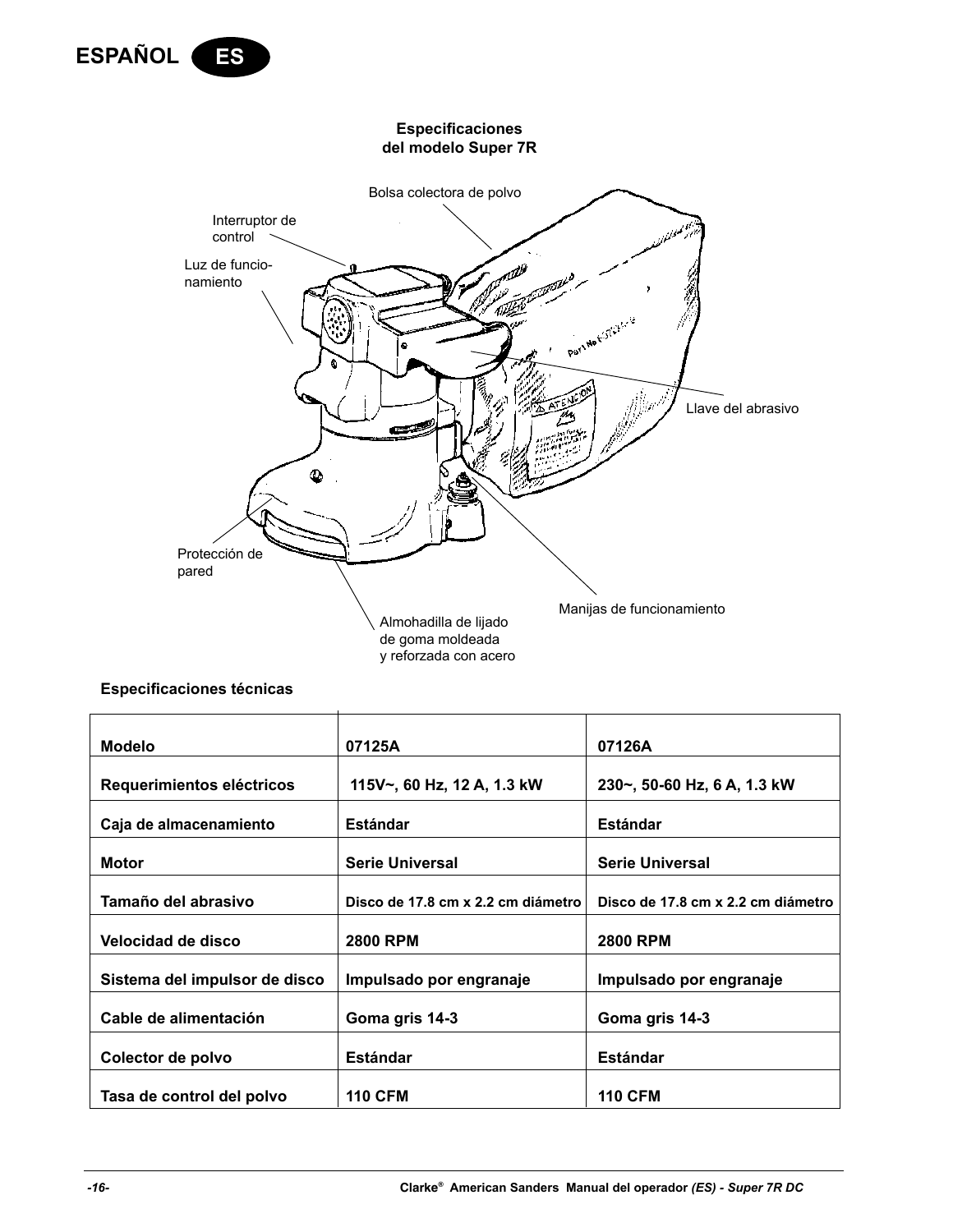## Especificaciones del modelo Super 7R

Bolsa colectora de polvo

Interruptor de control

Luz de funcionamiento

Llave del abrasivo

Protección de pared

Manijas de funcionamiento

Almohadilla de lijado de goma moldeada y reforzada con acero

### Especificaciones técnicas

| Modelo | 07125A | 07126A |
|---|---|---|
| Requerimientos eléctricos | 115V~, 60 Hz, 12 A, 1.3 kW | 230~, 50-60 Hz, 6 A, 1.3 kW |
| Caja de almacenamiento | Estándar | Estándar |
| Motor | Serie Universal | Serie Universal |
| Tamaño del abrasivo | Disco de 17.8 cm x 2.2 cm diámetro | Disco de 17.8 cm x 2.2 cm diámetro |
| Velocidad de disco | 2800 RPM | 2800 RPM |
| Sistema del impulsor de disco | Impulsado por engranaje | Impulsado por engranaje |
| Cable de alimentación | Goma gris 14-3 | Goma gris 14-3 |
| Colector de polvo | Estándar | Estándar |
| Tasa de control del polvo | 110 CFM | 110 CFM |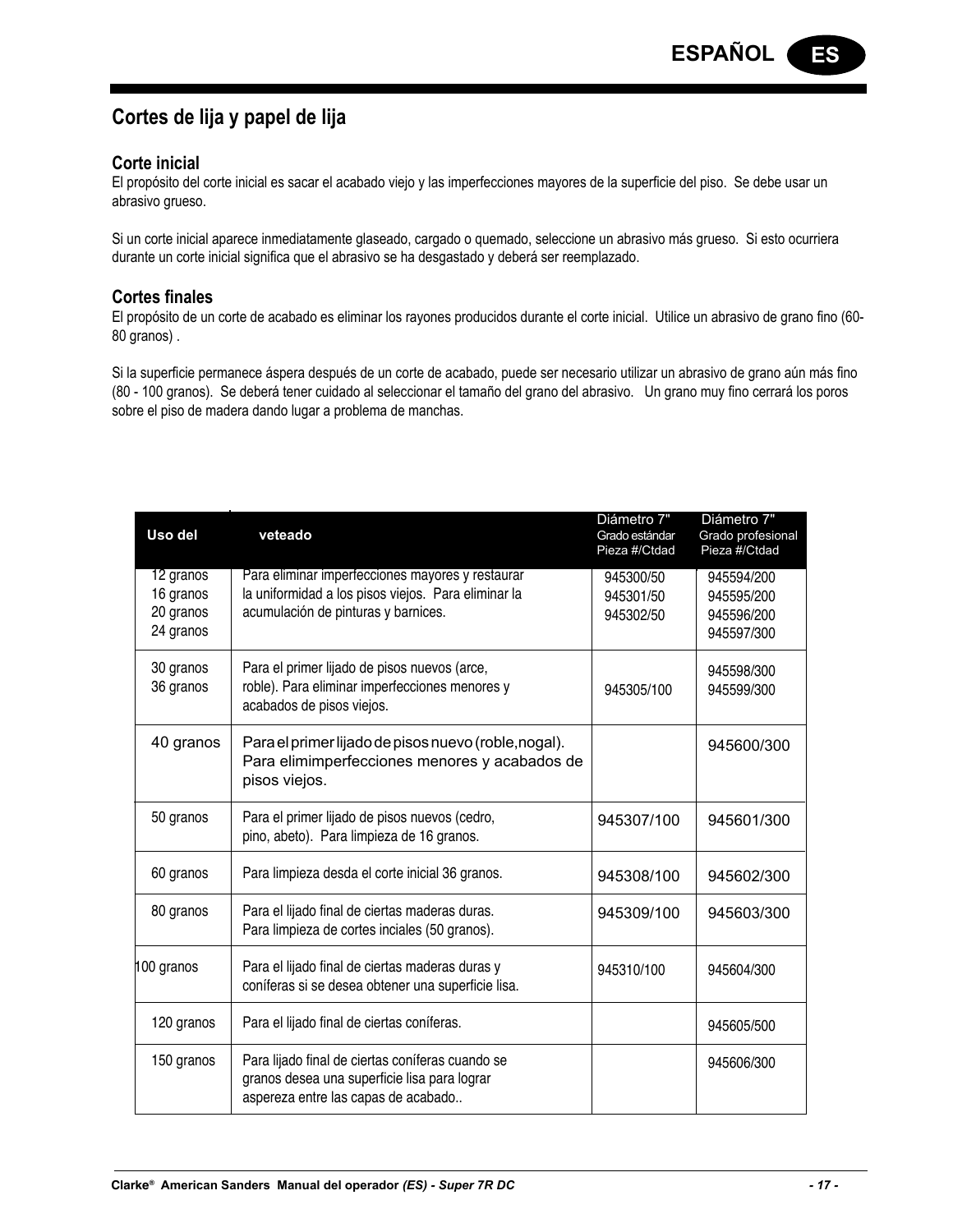## Cortes de lija y papel de lija

### Corte inicial

El propósito del corte inicial es sacar el acabado viejo y las imperfecciones mayores de la superficie del piso. Se debe usar un abrasivo grueso.

Si un corte inicial aparece inmediatamente glaseado, cargado o quemado, seleccione un abrasivo más grueso. Si esto ocurriera durante un corte inicial significa que el abrasivo se ha desgastado y deberá ser reemplazado.

### Cortes finales

El propósito de un corte de acabado es eliminar los rayones producidos durante el corte inicial. Utilice un abrasivo de grano fino (60-80 granos) .

Si la superficie permanece áspera después de un corte de acabado, puede ser necesario utilizar un abrasivo de grano aún más fino (80 - 100 granos). Se deberá tener cuidado al seleccionar el tamaño del grano del abrasivo. Un grano muy fino cerrará los poros sobre el piso de madera dando lugar a problema de manchas.

| Uso del | veteado | Diámetro 7" Grado estándar Pieza #/Ctdad | Diámetro 7" Grado profesional Pieza #/Ctdad |
|---|---|---|---|
| 12 granos<br>16 granos<br>20 granos<br>24 granos | Para eliminar imperfecciones mayores y restaurar la uniformidad a los pisos viejos. Para eliminar la acumulación de pinturas y barnices. | 945300/50<br>945301/50<br>945302/50 | 945594/200<br>945595/200<br>945596/200<br>945597/300 |
| 30 granos<br>36 granos | Para el primer lijado de pisos nuevos (arce, roble). Para eliminar imperfecciones menores y acabados de pisos viejos. | 945305/100 | 945598/300<br>945599/300 |
| 40 granos | Para el primer lijado de pisos nuevo (roble,nogal). Para elimimperfecciones menores y acabados de pisos viejos. | | 945600/300 |
| 50 granos | Para el primer lijado de pisos nuevos (cedro, pino, abeto). Para limpieza de 16 granos. | 945307/100 | 945601/300 |
| 60 granos | Para limpieza desda el corte inicial 36 granos. | 945308/100 | 945602/300 |
| 80 granos | Para el lijado final de ciertas maderas duras. Para limpieza de cortes inciales (50 granos). | 945309/100 | 945603/300 |
| 100 granos | Para el lijado final de ciertas maderas duras y coníferas si se desea obtener una superficie lisa. | 945310/100 | 945604/300 |
| 120 granos | Para el lijado final de ciertas coníferas. | | 945605/500 |
| 150 granos | Para lijado final de ciertas coníferas cuando se granos desea una superficie lisa para lograr aspereza entre las capas de acabado.. | | 945606/300 |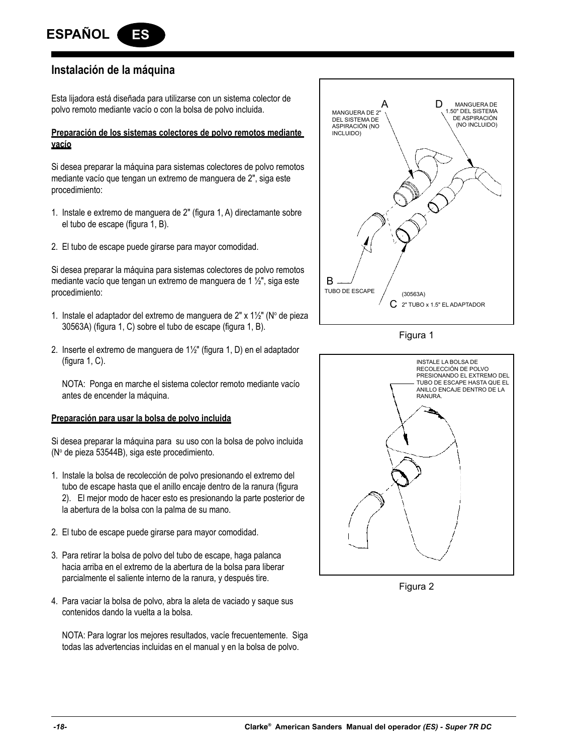## Instalación de la máquina

Esta lijadora está diseñada para utilizarse con un sistema colector de polvo remoto mediante vacío o con la bolsa de polvo incluida.

**Preparación de los sistemas colectores de polvo remotos mediante vacío**

Si desea preparar la máquina para sistemas colectores de polvo remotos mediante vacío que tengan un extremo de manguera de 2", siga este procedimiento:

1. Instale e extremo de manguera de 2" (figura 1, A) directamante sobre el tubo de escape (figura 1, B).
2. El tubo de escape puede girarse para mayor comodidad.

Si desea preparar la máquina para sistemas colectores de polvo remotos mediante vacío que tengan un extremo de manguera de 1 ½", siga este procedimiento:

1. Instale el adaptador del extremo de manguera de 2" x 1½" (Nº de pieza 30563A) (figura 1, C) sobre el tubo de escape (figura 1, B).
2. Inserte el extremo de manguera de 1½" (figura 1, D) en el adaptador (figura 1, C).

   NOTA: Ponga en marche el sistema colector remoto mediante vacío antes de encender la máquina.

**Preparación para usar la bolsa de polvo incluida**

Si desea preparar la máquina para su uso con la bolsa de polvo incluida (Nº de pieza 53544B), siga este procedimiento.

1. Instale la bolsa de recolección de polvo presionando el extremo del tubo de escape hasta que el anillo encaje dentro de la ranura (figura 2). El mejor modo de hacer esto es presionando la parte posterior de la abertura de la bolsa con la palma de su mano.
2. El tubo de escape puede girarse para mayor comodidad.
3. Para retirar la bolsa de polvo del tubo de escape, haga palanca hacia arriba en el extremo de la abertura de la bolsa para liberar parcialmente el saliente interno de la ranura, y después tire.
4. Para vaciar la bolsa de polvo, abra la aleta de vaciado y saque sus contenidos dando la vuelta a la bolsa.

   NOTA: Para lograr los mejores resultados, vacíe frecuentemente. Siga todas las advertencias incluidas en el manual y en la bolsa de polvo.

A MANGUERA DE 2" DEL SISTEMA DE ASPIRACIÓN (NO INCLUIDO)

D MANGUERA DE 1.50" DEL SISTEMA DE ASPIRACIÓN (NO INCLUIDO)

B TUBO DE ESCAPE

(30563A)

C 2" TUBO x 1.5" EL ADAPTADOR

Figura 1

INSTALE LA BOLSA DE RECOLECCIÓN DE POLVO PRESIONANDO EL EXTREMO DEL TUBO DE ESCAPE HASTA QUE EL ANILLO ENCAJE DENTRO DE LA RANURA.

Figura 2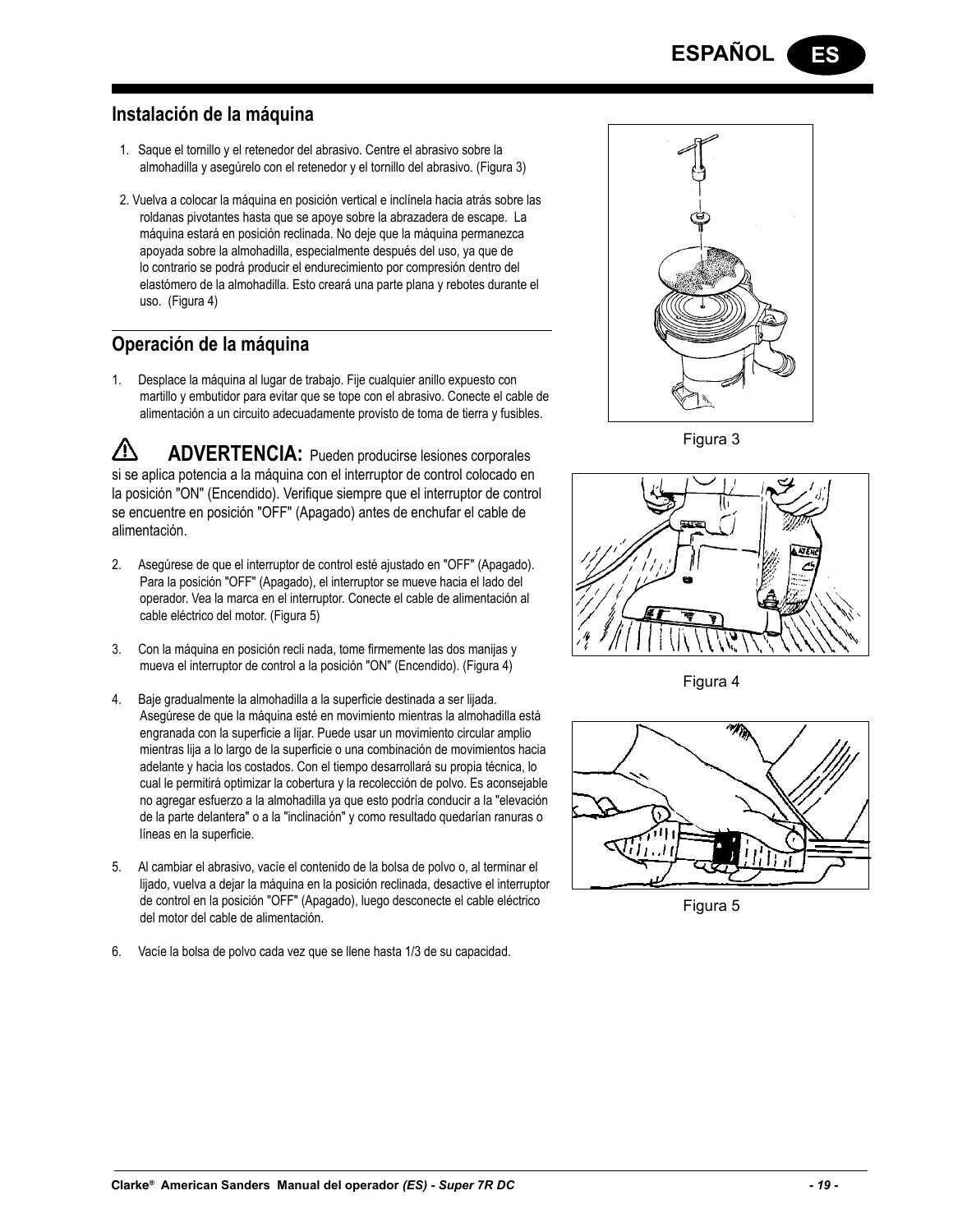## Instalación de la máquina

1. Saque el tornillo y el retenedor del abrasivo. Centre el abrasivo sobre la almohadilla y asegúrelo con el retenedor y el tornillo del abrasivo. (Figura 3)

2. Vuelva a colocar la máquina en posición vertical e inclínela hacia atrás sobre las roldanas pivotantes hasta que se apoye sobre la abrazadera de escape. La máquina estará en posición reclinada. No deje que la máquina permanezca apoyada sobre la almohadilla, especialmente después del uso, ya que de lo contrario se podrá producir el endurecimiento por compresión dentro del elastómero de la almohadilla. Esto creará una parte plana y rebotes durante el uso. (Figura 4)

## Operación de la máquina

1. Desplace la máquina al lugar de trabajo. Fije cualquier anillo expuesto con martillo y embutidor para evitar que se tope con el abrasivo. Conecte el cable de alimentación a un circuito adecuadamente provisto de toma de tierra y fusibles.

⚠ **ADVERTENCIA:** Pueden producirse lesiones corporales si se aplica potencia a la máquina con el interruptor de control colocado en la posición "ON" (Encendido). Verifique siempre que el interruptor de control se encuentre en posición "OFF" (Apagado) antes de enchufar el cable de alimentación.

2. Asegúrese de que el interruptor de control esté ajustado en "OFF" (Apagado). Para la posición "OFF" (Apagado), el interruptor se mueve hacia el lado del operador. Vea la marca en el interruptor. Conecte el cable de alimentación al cable eléctrico del motor. (Figura 5)

3. Con la máquina en posición recli nada, tome firmemente las dos manijas y mueva el interruptor de control a la posición "ON" (Encendido). (Figura 4)

4. Baje gradualmente la almohadilla a la superficie destinada a ser lijada. Asegúrese de que la máquina esté en movimiento mientras la almohadilla está engranada con la superficie a lijar. Puede usar un movimiento circular amplio mientras lija a lo largo de la superficie o una combinación de movimientos hacia adelante y hacia los costados. Con el tiempo desarrollará su propia técnica, lo cual le permitirá optimizar la cobertura y la recolección de polvo. Es aconsejable no agregar esfuerzo a la almohadilla ya que esto podría conducir a la "elevación de la parte delantera" o a la "inclinación" y como resultado quedarían ranuras o líneas en la superficie.

5. Al cambiar el abrasivo, vacíe el contenido de la bolsa de polvo o, al terminar el lijado, vuelva a dejar la máquina en la posición reclinada, desactive el interruptor de control en la posición "OFF" (Apagado), luego desconecte el cable eléctrico del motor del cable de alimentación.

6. Vacíe la bolsa de polvo cada vez que se llene hasta 1/3 de su capacidad.

Figura 3

Figura 4

Figura 5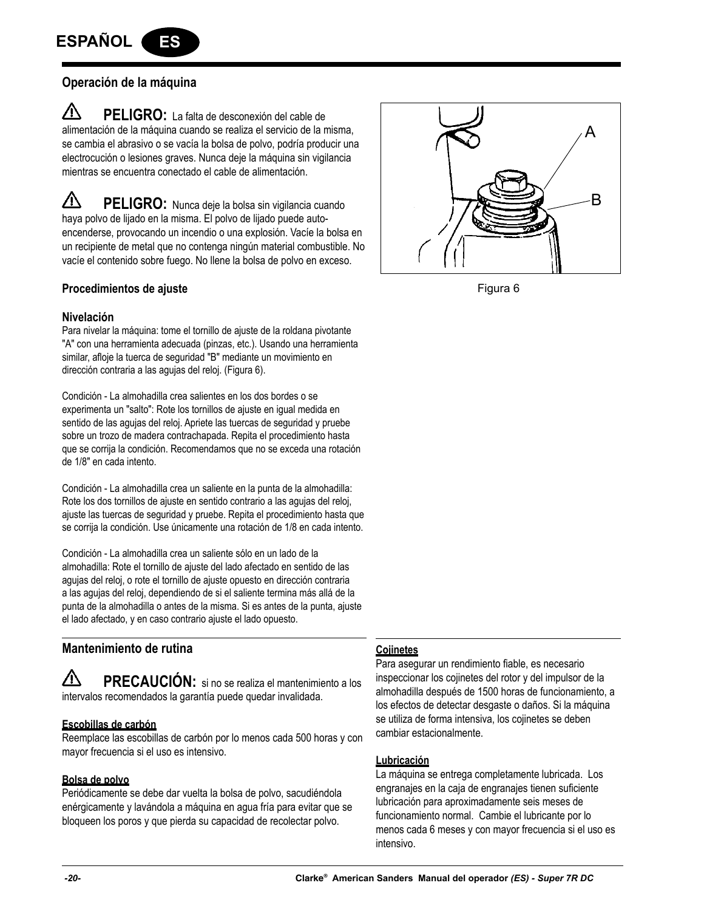## Operación de la máquina

⚠ **PELIGRO:** La falta de desconexión del cable de alimentación de la máquina cuando se realiza el servicio de la misma, se cambia el abrasivo o se vacía la bolsa de polvo, podría producir una electrocución o lesiones graves. Nunca deje la máquina sin vigilancia mientras se encuentra conectado el cable de alimentación.

⚠ **PELIGRO:** Nunca deje la bolsa sin vigilancia cuando haya polvo de lijado en la misma. El polvo de lijado puede auto-encenderse, provocando un incendio o una explosión. Vacíe la bolsa en un recipiente de metal que no contenga ningún material combustible. No vacíe el contenido sobre fuego. No llene la bolsa de polvo en exceso.

Figura 6

### Procedimientos de ajuste

#### Nivelación

Para nivelar la máquina: tome el tornillo de ajuste de la roldana pivotante "A" con una herramienta adecuada (pinzas, etc.). Usando una herramienta similar, afloje la tuerca de seguridad "B" mediante un movimiento en dirección contraria a las agujas del reloj. (Figura 6).

Condición - La almohadilla crea salientes en los dos bordes o se experimenta un "salto": Rote los tornillos de ajuste en igual medida en sentido de las agujas del reloj. Apriete las tuercas de seguridad y pruebe sobre un trozo de madera contrachapada. Repita el procedimiento hasta que se corrija la condición. Recomendamos que no se exceda una rotación de 1/8" en cada intento.

Condición - La almohadilla crea un saliente en la punta de la almohadilla: Rote los dos tornillos de ajuste en sentido contrario a las agujas del reloj, ajuste las tuercas de seguridad y pruebe. Repita el procedimiento hasta que se corrija la condición. Use únicamente una rotación de 1/8 en cada intento.

Condición - La almohadilla crea un saliente sólo en un lado de la almohadilla: Rote el tornillo de ajuste del lado afectado en sentido de las agujas del reloj, o rote el tornillo de ajuste opuesto en dirección contraria a las agujas del reloj, dependiendo de si el saliente termina más allá de la punta de la almohadilla o antes de la misma. Si es antes de la punta, ajuste el lado afectado, y en caso contrario ajuste el lado opuesto.

## Mantenimiento de rutina

⚠ **PRECAUCIÓN:** si no se realiza el mantenimiento a los intervalos recomendados la garantía puede quedar invalidada.

**Escobillas de carbón**

Reemplace las escobillas de carbón por lo menos cada 500 horas y con mayor frecuencia si el uso es intensivo.

**Bolsa de polvo**

Periódicamente se debe dar vuelta la bolsa de polvo, sacudiéndola enérgicamente y lavándola a máquina en agua fría para evitar que se bloqueen los poros y que pierda su capacidad de recolectar polvo.

**Cojinetes**

Para asegurar un rendimiento fiable, es necesario inspeccionar los cojinetes del rotor y del impulsor de la almohadilla después de 1500 horas de funcionamiento, a los efectos de detectar desgaste o daños. Si la máquina se utiliza de forma intensiva, los cojinetes se deben cambiar estacionalmente.

**Lubricación**

La máquina se entrega completamente lubricada. Los engranajes en la caja de engranajes tienen suficiente lubricación para aproximadamente seis meses de funcionamiento normal. Cambie el lubricante por lo menos cada 6 meses y con mayor frecuencia si el uso es intensivo.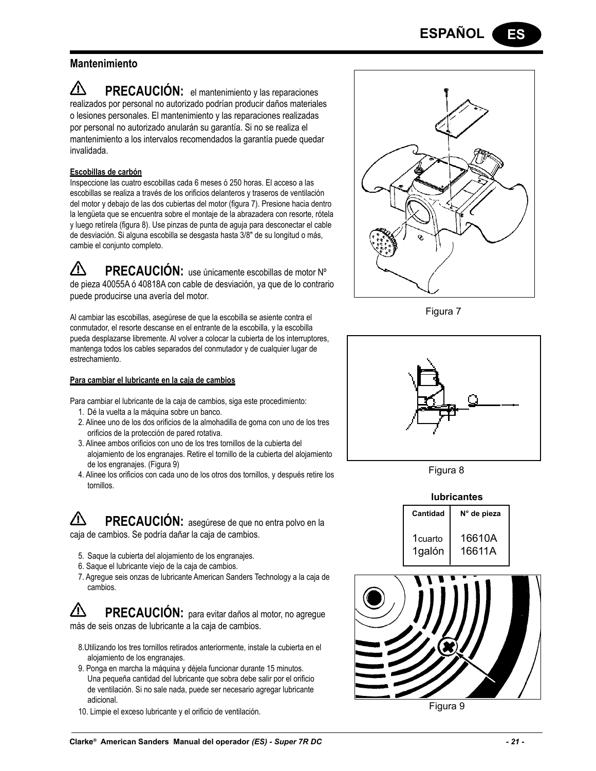## Mantenimiento

⚠ **PRECAUCIÓN:** el mantenimiento y las reparaciones realizados por personal no autorizado podrían producir daños materiales o lesiones personales. El mantenimiento y las reparaciones realizadas por personal no autorizado anularán su garantía. Si no se realiza el mantenimiento a los intervalos recomendados la garantía puede quedar invalidada.

**Escobillas de carbón**

Inspeccione las cuatro escobillas cada 6 meses ó 250 horas. El acceso a las escobillas se realiza a través de los orificios delanteros y traseros de ventilación del motor y debajo de las dos cubiertas del motor (figura 7). Presione hacia dentro la lengüeta que se encuentra sobre el montaje de la abrazadera con resorte, rótela y luego retírela (figura 8). Use pinzas de punta de aguja para desconectar el cable de desviación. Si alguna escobilla se desgasta hasta 3/8" de su longitud o más, cambie el conjunto completo.

⚠ **PRECAUCIÓN:** use únicamente escobillas de motor Nº de pieza 40055A ó 40818A con cable de desviación, ya que de lo contrario puede producirse una avería del motor.

Al cambiar las escobillas, asegúrese de que la escobilla se asiente contra el conmutador, el resorte descanse en el entrante de la escobilla, y la escobilla pueda desplazarse libremente. Al volver a colocar la cubierta de los interruptores, mantenga todos los cables separados del conmutador y de cualquier lugar de estrechamiento.

**Para cambiar el lubricante en la caja de cambios**

Para cambiar el lubricante de la caja de cambios, siga este procedimiento:

1. Dé la vuelta a la máquina sobre un banco.
2. Alinee uno de los dos orificios de la almohadilla de goma con uno de los tres orificios de la protección de pared rotativa.
3. Alinee ambos orificios con uno de los tres tornillos de la cubierta del alojamiento de los engranajes. Retire el tornillo de la cubierta del alojamiento de los engranajes. (Figura 9)
4. Alinee los orificios con cada uno de los otros dos tornillos, y después retire los tornillos.

⚠ **PRECAUCIÓN:** asegúrese de que no entra polvo en la caja de cambios. Se podría dañar la caja de cambios.

5. Saque la cubierta del alojamiento de los engranajes.
6. Saque el lubricante viejo de la caja de cambios.
7. Agregue seis onzas de lubricante American Sanders Technology a la caja de cambios.

⚠ **PRECAUCIÓN:** para evitar daños al motor, no agregue más de seis onzas de lubricante a la caja de cambios.

8. Utilizando los tres tornillos retirados anteriormente, instale la cubierta en el alojamiento de los engranajes.
9. Ponga en marcha la máquina y déjela funcionar durante 15 minutos. Una pequeña cantidad del lubricante que sobra debe salir por el orificio de ventilación. Si no sale nada, puede ser necesario agregar lubricante adicional.
10. Limpie el exceso lubricante y el orificio de ventilación.

Figura 7

Figura 8

**lubricantes**

| Cantidad | N° de pieza |
|---|---|
| 1cuarto | 16610A |
| 1galón | 16611A |

Figura 9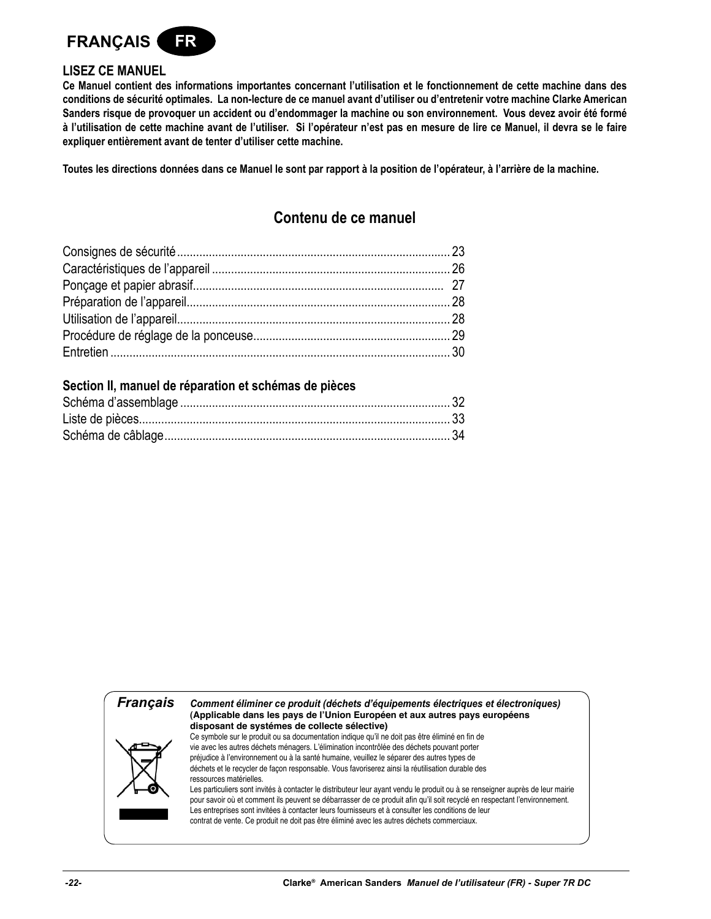# FRANÇAIS FR

**LISEZ CE MANUEL**

**Ce Manuel contient des informations importantes concernant l'utilisation et le fonctionnement de cette machine dans des conditions de sécurité optimales. La non-lecture de ce manuel avant d'utiliser ou d'entretenir votre machine Clarke American Sanders risque de provoquer un accident ou d'endommager la machine ou son environnement. Vous devez avoir été formé à l'utilisation de cette machine avant de l'utiliser. Si l'opérateur n'est pas en mesure de lire ce Manuel, il devra se le faire expliquer entièrement avant de tenter d'utiliser cette machine.**

**Toutes les directions données dans ce Manuel le sont par rapport à la position de l'opérateur, à l'arrière de la machine.**

## Contenu de ce manuel

| | |
|---|---|
| Consignes de sécurité | 23 |
| Caractéristiques de l'appareil | 26 |
| Ponçage et papier abrasif | 27 |
| Préparation de l'appareil | 28 |
| Utilisation de l'appareil | 28 |
| Procédure de réglage de la ponceuse | 29 |
| Entretien | 30 |

### Section II, manuel de réparation et schémas de pièces

| | |
|---|---|
| Schéma d'assemblage | 32 |
| Liste de pièces | 33 |
| Schéma de câblage | 34 |

***Français***

***Comment éliminer ce produit (déchets d'équipements électriques et électroniques)***
**(Applicable dans les pays de l'Union Européen et aux autres pays européens disposant de systémes de collecte sélective)**
Ce symbole sur le produit ou sa documentation indique qu'il ne doit pas être éliminé en fin de vie avec les autres déchets ménagers. L'élimination incontrôlée des déchets pouvant porter préjudice à l'environnement ou à la santé humaine, veuillez le séparer des autres types de déchets et le recycler de façon responsable. Vous favoriserez ainsi la réutilisation durable des ressources matérielles.
Les particuliers sont invités à contacter le distributeur leur ayant vendu le produit ou à se renseigner auprès de leur mairie pour savoir où et comment ils peuvent se débarrasser de ce produit afin qu'il soit recyclé en respectant l'environnement.
Les entreprises sont invitées à contacter leurs fournisseurs et à consulter les conditions de leur contrat de vente. Ce produit ne doit pas être éliminé avec les autres déchets commerciaux.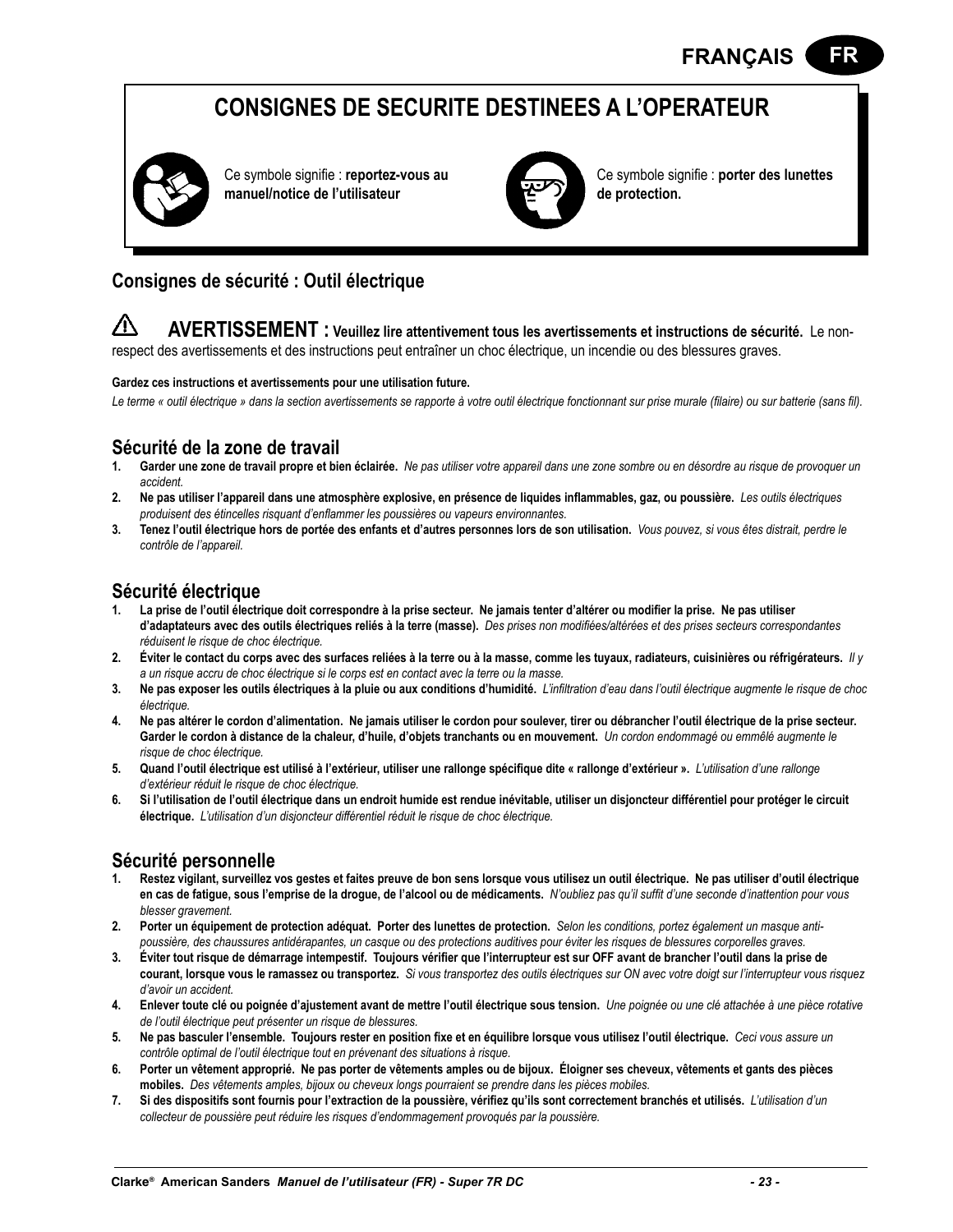FRANÇAIS FR

# CONSIGNES DE SECURITE DESTINEES A L'OPERATEUR

Ce symbole signifie : **reportez-vous au manuel/notice de l'utilisateur**

Ce symbole signifie : **porter des lunettes de protection.**

## Consignes de sécurité : Outil électrique

⚠ **AVERTISSEMENT : Veuillez lire attentivement tous les avertissements et instructions de sécurité.** Le non-respect des avertissements et des instructions peut entraîner un choc électrique, un incendie ou des blessures graves.

**Gardez ces instructions et avertissements pour une utilisation future.**

*Le terme « outil électrique » dans la section avertissements se rapporte à votre outil électrique fonctionnant sur prise murale (filaire) ou sur batterie (sans fil).*

### Sécurité de la zone de travail

1. **Garder une zone de travail propre et bien éclairée.** *Ne pas utiliser votre appareil dans une zone sombre ou en désordre au risque de provoquer un accident.*
2. **Ne pas utiliser l'appareil dans une atmosphère explosive, en présence de liquides inflammables, gaz, ou poussière.** *Les outils électriques produisent des étincelles risquant d'enflammer les poussières ou vapeurs environnantes.*
3. **Tenez l'outil électrique hors de portée des enfants et d'autres personnes lors de son utilisation.** *Vous pouvez, si vous êtes distrait, perdre le contrôle de l'appareil.*

### Sécurité électrique

1. **La prise de l'outil électrique doit correspondre à la prise secteur. Ne jamais tenter d'altérer ou modifier la prise. Ne pas utiliser d'adaptateurs avec des outils électriques reliés à la terre (masse).** *Des prises non modifiées/altérées et des prises secteurs correspondantes réduisent le risque de choc électrique.*
2. **Éviter le contact du corps avec des surfaces reliées à la terre ou à la masse, comme les tuyaux, radiateurs, cuisinières ou réfrigérateurs.** *Il y a un risque accru de choc électrique si le corps est en contact avec la terre ou la masse.*
3. **Ne pas exposer les outils électriques à la pluie ou aux conditions d'humidité.** *L'infiltration d'eau dans l'outil électrique augmente le risque de choc électrique.*
4. **Ne pas altérer le cordon d'alimentation. Ne jamais utiliser le cordon pour soulever, tirer ou débrancher l'outil électrique de la prise secteur. Garder le cordon à distance de la chaleur, d'huile, d'objets tranchants ou en mouvement.** *Un cordon endommagé ou emmêlé augmente le risque de choc électrique.*
5. **Quand l'outil électrique est utilisé à l'extérieur, utiliser une rallonge spécifique dite « rallonge d'extérieur ».** *L'utilisation d'une rallonge d'extérieur réduit le risque de choc électrique.*
6. **Si l'utilisation de l'outil électrique dans un endroit humide est rendue inévitable, utiliser un disjoncteur différentiel pour protéger le circuit électrique.** *L'utilisation d'un disjoncteur différentiel réduit le risque de choc électrique.*

### Sécurité personnelle

1. **Restez vigilant, surveillez vos gestes et faites preuve de bon sens lorsque vous utilisez un outil électrique. Ne pas utiliser d'outil électrique en cas de fatigue, sous l'emprise de la drogue, de l'alcool ou de médicaments.** *N'oubliez pas qu'il suffit d'une seconde d'inattention pour vous blesser gravement.*
2. **Porter un équipement de protection adéquat. Porter des lunettes de protection.** *Selon les conditions, portez également un masque anti-poussière, des chaussures antidérapantes, un casque ou des protections auditives pour éviter les risques de blessures corporelles graves.*
3. **Éviter tout risque de démarrage intempestif. Toujours vérifier que l'interrupteur est sur OFF avant de brancher l'outil dans la prise de courant, lorsque vous le ramassez ou transportez.** *Si vous transportez des outils électriques sur ON avec votre doigt sur l'interrupteur vous risquez d'avoir un accident.*
4. **Enlever toute clé ou poignée d'ajustement avant de mettre l'outil électrique sous tension.** *Une poignée ou une clé attachée à une pièce rotative de l'outil électrique peut présenter un risque de blessures.*
5. **Ne pas basculer l'ensemble. Toujours rester en position fixe et en équilibre lorsque vous utilisez l'outil électrique.** *Ceci vous assure un contrôle optimal de l'outil électrique tout en prévenant des situations à risque.*
6. **Porter un vêtement approprié. Ne pas porter de vêtements amples ou de bijoux. Éloigner ses cheveux, vêtements et gants des pièces mobiles.** *Des vêtements amples, bijoux ou cheveux longs pourraient se prendre dans les pièces mobiles.*
7. **Si des dispositifs sont fournis pour l'extraction de la poussière, vérifiez qu'ils sont correctement branchés et utilisés.** *L'utilisation d'un collecteur de poussière peut réduire les risques d'endommagement provoqués par la poussière.*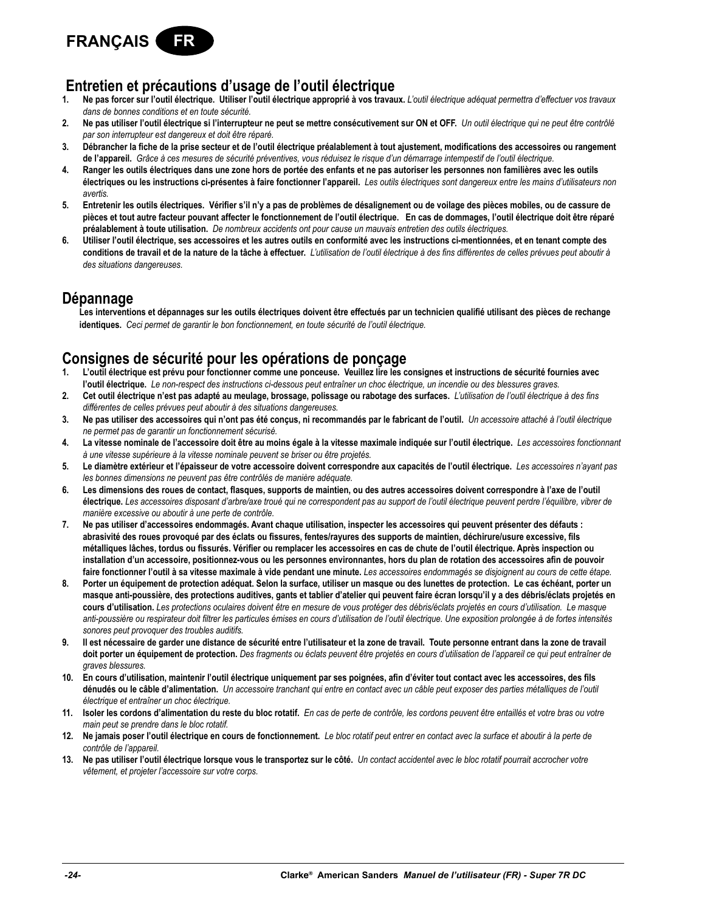## Entretien et précautions d'usage de l'outil électrique

1. **Ne pas forcer sur l'outil électrique. Utiliser l'outil électrique approprié à vos travaux.** *L'outil électrique adéquat permettra d'effectuer vos travaux dans de bonnes conditions et en toute sécurité.*
2. **Ne pas utiliser l'outil électrique si l'interrupteur ne peut se mettre consécutivement sur ON et OFF.** *Un outil électrique qui ne peut être contrôlé par son interrupteur est dangereux et doit être réparé.*
3. **Débrancher la fiche de la prise secteur et de l'outil électrique préalablement à tout ajustement, modifications des accessoires ou rangement de l'appareil.** *Grâce à ces mesures de sécurité préventives, vous réduisez le risque d'un démarrage intempestif de l'outil électrique.*
4. **Ranger les outils électriques dans une zone hors de portée des enfants et ne pas autoriser les personnes non familières avec les outils électriques ou les instructions ci-présentes à faire fonctionner l'appareil.** *Les outils électriques sont dangereux entre les mains d'utilisateurs non avertis.*
5. **Entretenir les outils électriques. Vérifier s'il n'y a pas de problèmes de désalignement ou de voilage des pièces mobiles, ou de cassure de pièces et tout autre facteur pouvant affecter le fonctionnement de l'outil électrique. En cas de dommages, l'outil électrique doit être réparé préalablement à toute utilisation.** *De nombreux accidents ont pour cause un mauvais entretien des outils électriques.*
6. **Utiliser l'outil électrique, ses accessoires et les autres outils en conformité avec les instructions ci-mentionnées, et en tenant compte des conditions de travail et de la nature de la tâche à effectuer.** *L'utilisation de l'outil électrique à des fins différentes de celles prévues peut aboutir à des situations dangereuses.*

## Dépannage

**Les interventions et dépannages sur les outils électriques doivent être effectués par un technicien qualifié utilisant des pièces de rechange identiques.** *Ceci permet de garantir le bon fonctionnement, en toute sécurité de l'outil électrique.*

## Consignes de sécurité pour les opérations de ponçage

1. **L'outil électrique est prévu pour fonctionner comme une ponceuse. Veuillez lire les consignes et instructions de sécurité fournies avec l'outil électrique.** *Le non-respect des instructions ci-dessous peut entraîner un choc électrique, un incendie ou des blessures graves.*
2. **Cet outil électrique n'est pas adapté au meulage, brossage, polissage ou rabotage des surfaces.** *L'utilisation de l'outil électrique à des fins différentes de celles prévues peut aboutir à des situations dangereuses.*
3. **Ne pas utiliser des accessoires qui n'ont pas été conçus, ni recommandés par le fabricant de l'outil.** *Un accessoire attaché à l'outil électrique ne permet pas de garantir un fonctionnement sécurisé.*
4. **La vitesse nominale de l'accessoire doit être au moins égale à la vitesse maximale indiquée sur l'outil électrique.** *Les accessoires fonctionnant à une vitesse supérieure à la vitesse nominale peuvent se briser ou être projetés.*
5. **Le diamètre extérieur et l'épaisseur de votre accessoire doivent correspondre aux capacités de l'outil électrique.** *Les accessoires n'ayant pas les bonnes dimensions ne peuvent pas être contrôlés de manière adéquate.*
6. **Les dimensions des roues de contact, flasques, supports de maintien, ou des autres accessoires doivent correspondre à l'axe de l'outil électrique.** *Les accessoires disposant d'arbre/axe troué qui ne correspondent pas au support de l'outil électrique peuvent perdre l'équilibre, vibrer de manière excessive ou aboutir à une perte de contrôle.*
7. **Ne pas utiliser d'accessoires endommagés. Avant chaque utilisation, inspecter les accessoires qui peuvent présenter des défauts : abrasivité des roues provoqué par des éclats ou fissures, fentes/rayures des supports de maintien, déchirure/usure excessive, fils métalliques lâches, tordus ou fissurés. Vérifier ou remplacer les accessoires en cas de chute de l'outil électrique. Après inspection ou installation d'un accessoire, positionnez-vous ou les personnes environnantes, hors du plan de rotation des accessoires afin de pouvoir faire fonctionner l'outil à sa vitesse maximale à vide pendant une minute.** *Les accessoires endommagés se disjoignent au cours de cette étape.*
8. **Porter un équipement de protection adéquat. Selon la surface, utiliser un masque ou des lunettes de protection. Le cas échéant, porter un masque anti-poussière, des protections auditives, gants et tablier d'atelier qui peuvent faire écran lorsqu'il y a des débris/éclats projetés en cours d'utilisation.** *Les protections oculaires doivent être en mesure de vous protéger des débris/éclats projetés en cours d'utilisation. Le masque anti-poussière ou respirateur doit filtrer les particules émises en cours d'utilisation de l'outil électrique. Une exposition prolongée à de fortes intensités sonores peut provoquer des troubles auditifs.*
9. **Il est nécessaire de garder une distance de sécurité entre l'utilisateur et la zone de travail. Toute personne entrant dans la zone de travail doit porter un équipement de protection.** *Des fragments ou éclats peuvent être projetés en cours d'utilisation de l'appareil ce qui peut entraîner de graves blessures.*
10. **En cours d'utilisation, maintenir l'outil électrique uniquement par ses poignées, afin d'éviter tout contact avec les accessoires, des fils dénudés ou le câble d'alimentation.** *Un accessoire tranchant qui entre en contact avec un câble peut exposer des parties métalliques de l'outil électrique et entraîner un choc électrique.*
11. **Isoler les cordons d'alimentation du reste du bloc rotatif.** *En cas de perte de contrôle, les cordons peuvent être entaillés et votre bras ou votre main peut se prendre dans le bloc rotatif.*
12. **Ne jamais poser l'outil électrique en cours de fonctionnement.** *Le bloc rotatif peut entrer en contact avec la surface et aboutir à la perte de contrôle de l'appareil.*
13. **Ne pas utiliser l'outil électrique lorsque vous le transportez sur le côté.** *Un contact accidentel avec le bloc rotatif pourrait accrocher votre vêtement, et projeter l'accessoire sur votre corps.*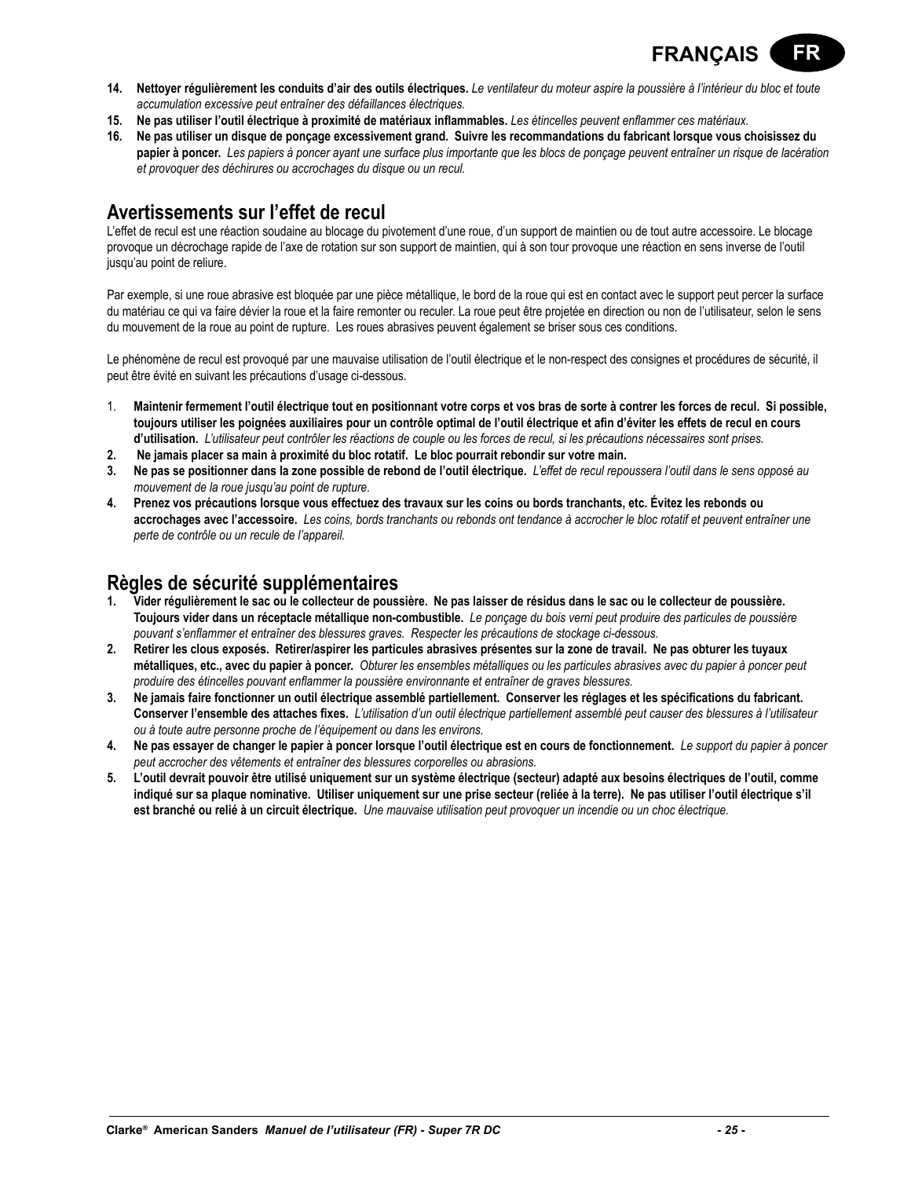14. **Nettoyer régulièrement les conduits d'air des outils électriques.** *Le ventilateur du moteur aspire la poussière à l'intérieur du bloc et toute accumulation excessive peut entraîner des défaillances électriques.*
15. **Ne pas utiliser l'outil électrique à proximité de matériaux inflammables.** *Les étincelles peuvent enflammer ces matériaux.*
16. **Ne pas utiliser un disque de ponçage excessivement grand. Suivre les recommandations du fabricant lorsque vous choisissez du papier à poncer.** *Les papiers à poncer ayant une surface plus importante que les blocs de ponçage peuvent entraîner un risque de lacération et provoquer des déchirures ou accrochages du disque ou un recul.*

## Avertissements sur l'effet de recul

L'effet de recul est une réaction soudaine au blocage du pivotement d'une roue, d'un support de maintien ou de tout autre accessoire. Le blocage provoque un décrochage rapide de l'axe de rotation sur son support de maintien, qui à son tour provoque une réaction en sens inverse de l'outil jusqu'au point de reliure.

Par exemple, si une roue abrasive est bloquée par une pièce métallique, le bord de la roue qui est en contact avec le support peut percer la surface du matériau ce qui va faire dévier la roue et la faire remonter ou reculer. La roue peut être projetée en direction ou non de l'utilisateur, selon le sens du mouvement de la roue au point de rupture. Les roues abrasives peuvent également se briser sous ces conditions.

Le phénomène de recul est provoqué par une mauvaise utilisation de l'outil électrique et le non-respect des consignes et procédures de sécurité, il peut être évité en suivant les précautions d'usage ci-dessous.

1. **Maintenir fermement l'outil électrique tout en positionnant votre corps et vos bras de sorte à contrer les forces de recul. Si possible, toujours utiliser les poignées auxiliaires pour un contrôle optimal de l'outil électrique et afin d'éviter les effets de recul en cours d'utilisation.** *L'utilisateur peut contrôler les réactions de couple ou les forces de recul, si les précautions nécessaires sont prises.*
2. **Ne jamais placer sa main à proximité du bloc rotatif. Le bloc pourrait rebondir sur votre main.**
3. **Ne pas se positionner dans la zone possible de rebond de l'outil électrique.** *L'effet de recul repoussera l'outil dans le sens opposé au mouvement de la roue jusqu'au point de rupture.*
4. **Prenez vos précautions lorsque vous effectuez des travaux sur les coins ou bords tranchants, etc. Évitez les rebonds ou accrochages avec l'accessoire.** *Les coins, bords tranchants ou rebonds ont tendance à accrocher le bloc rotatif et peuvent entraîner une perte de contrôle ou un recule de l'appareil.*

## Règles de sécurité supplémentaires

1. **Vider régulièrement le sac ou le collecteur de poussière. Ne pas laisser de résidus dans le sac ou le collecteur de poussière. Toujours vider dans un réceptacle métallique non-combustible.** *Le ponçage du bois verni peut produire des particules de poussière pouvant s'enflammer et entraîner des blessures graves. Respecter les précautions de stockage ci-dessous.*
2. **Retirer les clous exposés. Retirer/aspirer les particules abrasives présentes sur la zone de travail. Ne pas obturer les tuyaux métalliques, etc., avec du papier à poncer.** *Obturer les ensembles métalliques ou les particules abrasives avec du papier à poncer peut produire des étincelles pouvant enflammer la poussière environnante et entraîner de graves blessures.*
3. **Ne jamais faire fonctionner un outil électrique assemblé partiellement. Conserver les réglages et les spécifications du fabricant. Conserver l'ensemble des attaches fixes.** *L'utilisation d'un outil électrique partiellement assemblé peut causer des blessures à l'utilisateur ou à toute autre personne proche de l'équipement ou dans les environs.*
4. **Ne pas essayer de changer le papier à poncer lorsque l'outil électrique est en cours de fonctionnement.** *Le support du papier à poncer peut accrocher des vêtements et entraîner des blessures corporelles ou abrasions.*
5. **L'outil devrait pouvoir être utilisé uniquement sur un système électrique (secteur) adapté aux besoins électriques de l'outil, comme indiqué sur sa plaque nominative. Utiliser uniquement sur une prise secteur (reliée à la terre). Ne pas utiliser l'outil électrique s'il est branché ou relié à un circuit électrique.** *Une mauvaise utilisation peut provoquer un incendie ou un choc électrique.*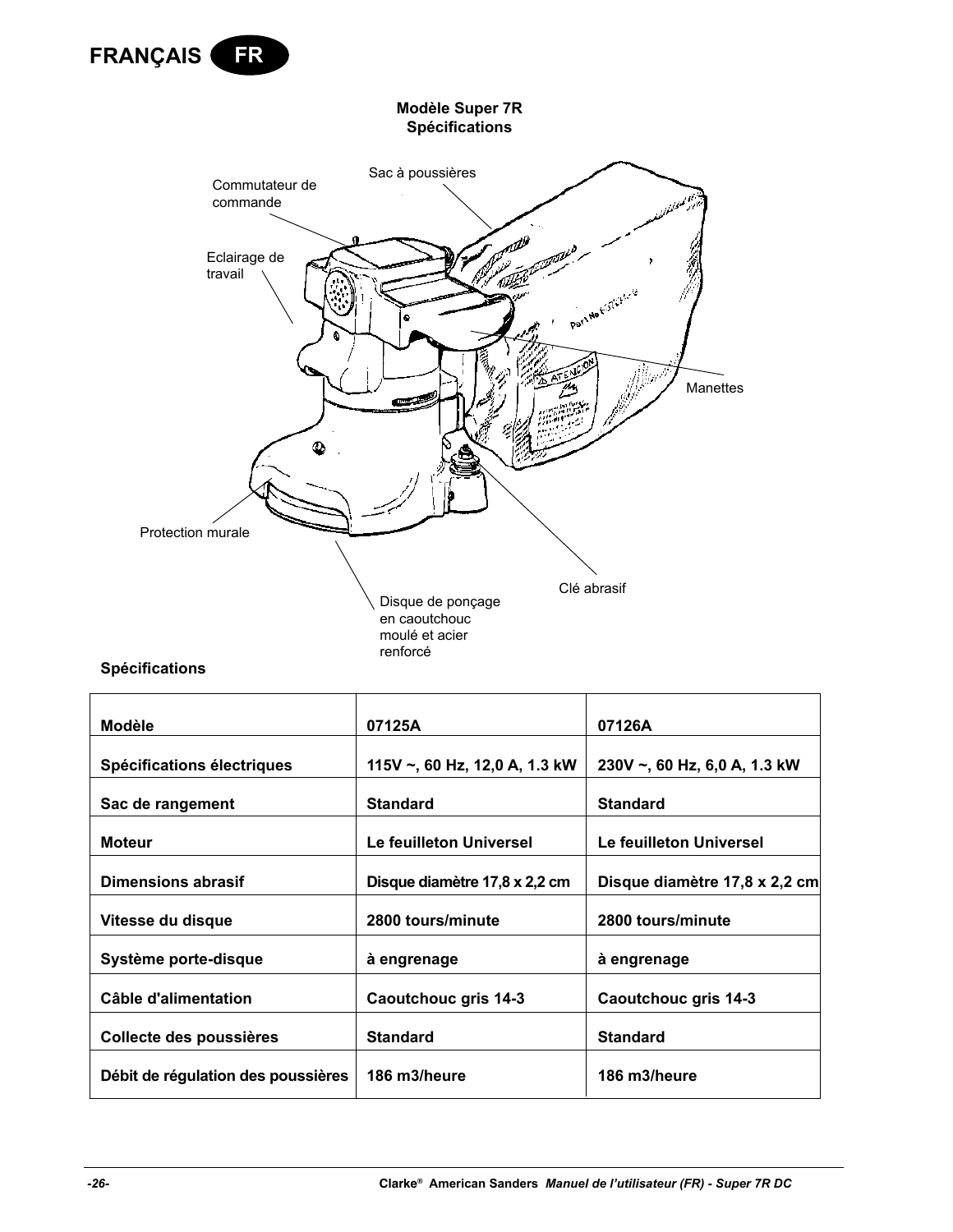FRANÇAIS FR

### Modèle Super 7R Spécifications

Commutateur de commande

Sac à poussières

Eclairage de travail

Manettes

Protection murale

Clé abrasif

Disque de ponçage en caoutchouc moulé et acier renforcé

**Spécifications**

| Modèle | 07125A | 07126A |
|---|---|---|
| Spécifications électriques | 115V ~, 60 Hz, 12,0 A, 1.3 kW | 230V ~, 60 Hz, 6,0 A, 1.3 kW |
| Sac de rangement | Standard | Standard |
| Moteur | Le feuilleton Universel | Le feuilleton Universel |
| Dimensions abrasif | Disque diamètre 17,8 x 2,2 cm | Disque diamètre 17,8 x 2,2 cm |
| Vitesse du disque | 2800 tours/minute | 2800 tours/minute |
| Système porte-disque | à engrenage | à engrenage |
| Câble d'alimentation | Caoutchouc gris 14-3 | Caoutchouc gris 14-3 |
| Collecte des poussières | Standard | Standard |
| Débit de régulation des poussières | 186 m3/heure | 186 m3/heure |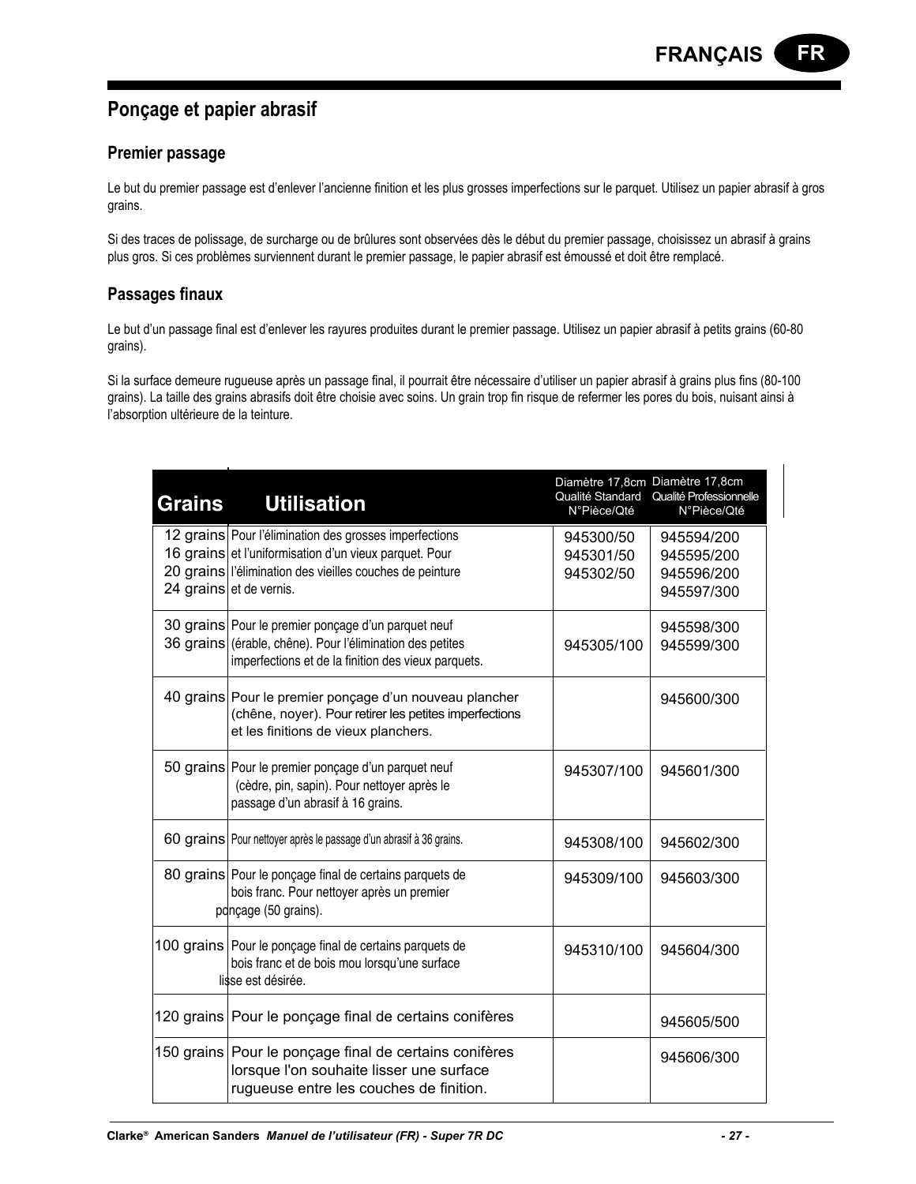## Ponçage et papier abrasif

### Premier passage

Le but du premier passage est d'enlever l'ancienne finition et les plus grosses imperfections sur le parquet. Utilisez un papier abrasif à gros grains.

Si des traces de polissage, de surcharge ou de brûlures sont observées dès le début du premier passage, choisissez un abrasif à grains plus gros. Si ces problèmes surviennent durant le premier passage, le papier abrasif est émoussé et doit être remplacé.

### Passages finaux

Le but d'un passage final est d'enlever les rayures produites durant le premier passage. Utilisez un papier abrasif à petits grains (60-80 grains).

Si la surface demeure rugueuse après un passage final, il pourrait être nécessaire d'utiliser un papier abrasif à grains plus fins (80-100 grains). La taille des grains abrasifs doit être choisie avec soins. Un grain trop fin risque de refermer les pores du bois, nuisant ainsi à l'absorption ultérieure de la teinture.

| Grains | Utilisation | Diamètre 17,8cm Qualité Standard N°Pièce/Qté | Diamètre 17,8cm Qualité Professionnelle N°Pièce/Qté |
|---|---|---|---|
| 12 grains<br>16 grains<br>20 grains<br>24 grains | Pour l'élimination des grosses imperfections et l'uniformisation d'un vieux parquet. Pour l'élimination des vieilles couches de peinture et de vernis. | 945300/50<br>945301/50<br>945302/50 | 945594/200<br>945595/200<br>945596/200<br>945597/300 |
| 30 grains<br>36 grains | Pour le premier ponçage d'un parquet neuf (érable, chêne). Pour l'élimination des petites imperfections et de la finition des vieux parquets. | 945305/100 | 945598/300<br>945599/300 |
| 40 grains | Pour le premier ponçage d'un nouveau plancher (chêne, noyer). Pour retirer les petites imperfections et les finitions de vieux planchers. | | 945600/300 |
| 50 grains | Pour le premier ponçage d'un parquet neuf (cèdre, pin, sapin). Pour nettoyer après le passage d'un abrasif à 16 grains. | 945307/100 | 945601/300 |
| 60 grains | Pour nettoyer après le passage d'un abrasif à 36 grains. | 945308/100 | 945602/300 |
| 80 grains | Pour le ponçage final de certains parquets de bois franc. Pour nettoyer après un premier ponçage (50 grains). | 945309/100 | 945603/300 |
| 100 grains | Pour le ponçage final de certains parquets de bois franc et de bois mou lorsqu'une surface lisse est désirée. | 945310/100 | 945604/300 |
| 120 grains | Pour le ponçage final de certains conifères | | 945605/500 |
| 150 grains | Pour le ponçage final de certains conifères lorsque l'on souhaite lisser une surface rugueuse entre les couches de finition. | | 945606/300 |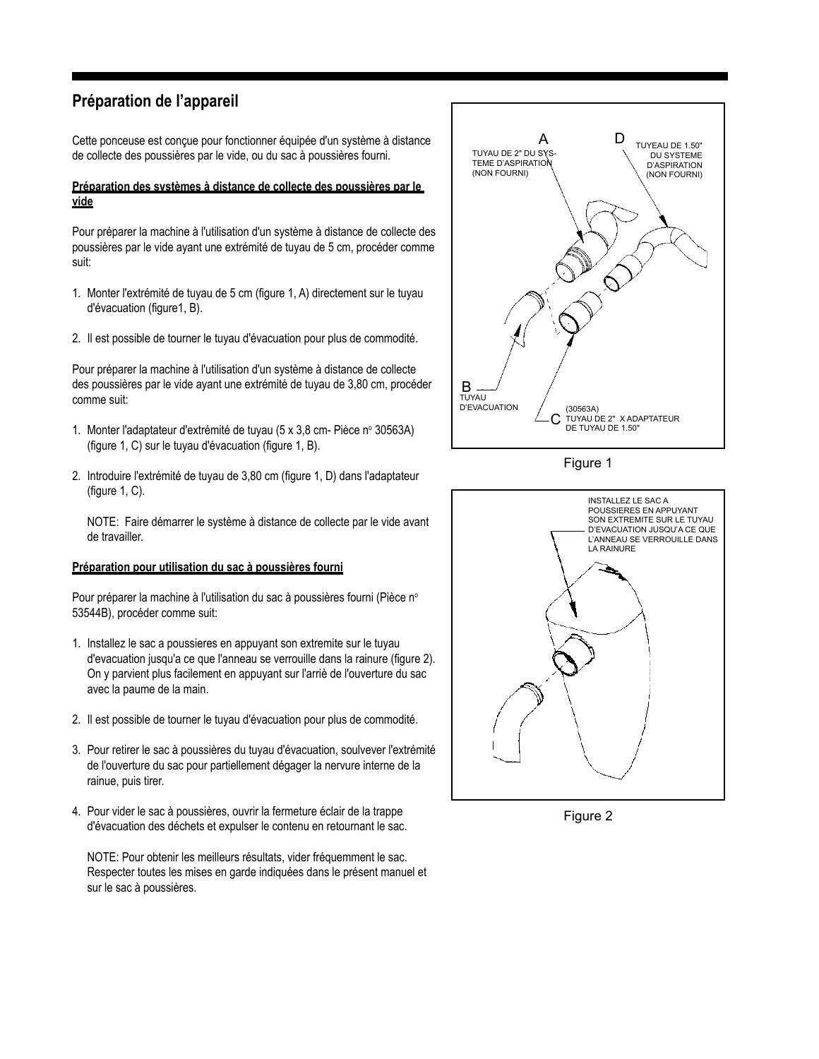## Préparation de l'appareil

Cette ponceuse est conçue pour fonctionner équipée d'un système à distance de collecte des poussières par le vide, ou du sac à poussières fourni.

**Préparation des systèmes à distance de collecte des poussières par le vide**

Pour préparer la machine à l'utilisation d'un système à distance de collecte des poussières par le vide ayant une extrémité de tuyau de 5 cm, procéder comme suit:

1. Monter l'extrémité de tuyau de 5 cm (figure 1, A) directement sur le tuyau d'évacuation (figure1, B).
2. Il est possible de tourner le tuyau d'évacuation pour plus de commodité.

Pour préparer la machine à l'utilisation d'un système à distance de collecte des poussières par le vide ayant une extrémité de tuyau de 3,80 cm, procéder comme suit:

1. Monter l'adaptateur d'extrémité de tuyau (5 x 3,8 cm- Pièce n° 30563A) (figure 1, C) sur le tuyau d'évacuation (figure 1, B).
2. Introduire l'extrémité de tuyau de 3,80 cm (figure 1, D) dans l'adaptateur (figure 1, C).

   NOTE: Faire démarrer le système à distance de collecte par le vide avant de travailler.

**Préparation pour utilisation du sac à poussières fourni**

Pour préparer la machine à l'utilisation du sac à poussières fourni (Pièce n° 53544B), procéder comme suit:

1. Installez le sac a poussieres en appuyant son extremite sur le tuyau d'evacuation jusqu'a ce que l'anneau se verrouille dans la rainure (figure 2). On y parvient plus facilement en appuyant sur l'arriè de l'ouverture du sac avec la paume de la main.
2. Il est possible de tourner le tuyau d'évacuation pour plus de commodité.
3. Pour retirer le sac à poussières du tuyau d'évacuation, soulvever l'extrémité de l'ouverture du sac pour partiellement dégager la nervure interne de la rainue, puis tirer.
4. Pour vider le sac à poussières, ouvrir la fermeture éclair de la trappe d'évacuation des déchets et expulser le contenu en retournant le sac.

   NOTE: Pour obtenir les meilleurs résultats, vider fréquemment le sac. Respecter toutes les mises en garde indiquées dans le présent manuel et sur le sac à poussières.

A — TUYAU DE 2" DU SYSTEME D'ASPIRATION (NON FOURNI)

D — TUYEAU DE 1.50" DU SYSTEME D'ASPIRATION (NON FOURNI)

B — TUYAU D'EVACUATION

C — (30563A) TUYAU DE 2" X ADAPTATEUR DE TUYAU DE 1.50"

Figure 1

INSTALLEZ LE SAC A POUSSIERES EN APPUYANT SON EXTREMITE SUR LE TUYAU D'EVACUATION JUSQU'A CE QUE L'ANNEAU SE VERROUILLE DANS LA RAINURE

Figure 2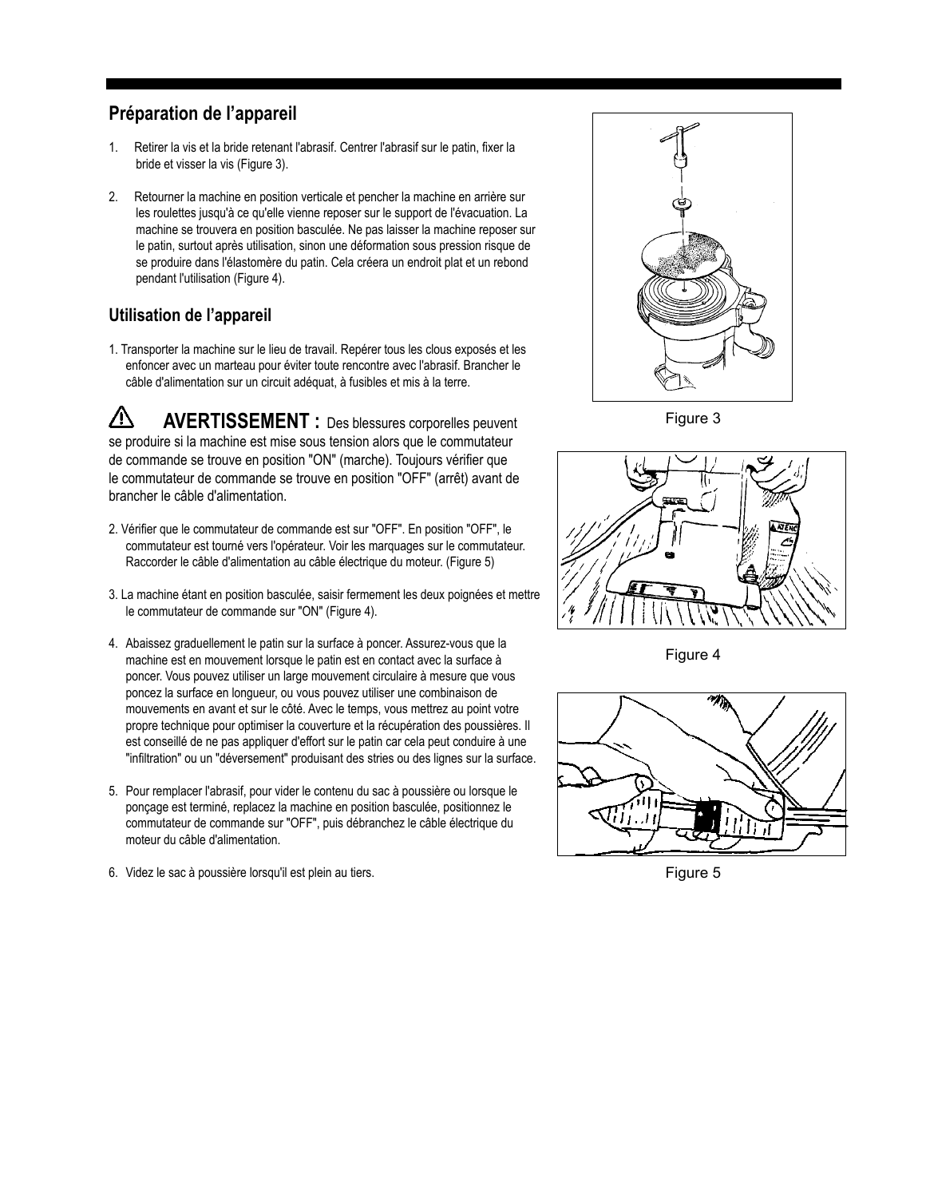## Préparation de l'appareil

1. Retirer la vis et la bride retenant l'abrasif. Centrer l'abrasif sur le patin, fixer la bride et visser la vis (Figure 3).

2. Retourner la machine en position verticale et pencher la machine en arrière sur les roulettes jusqu'à ce qu'elle vienne reposer sur le support de l'évacuation. La machine se trouvera en position basculée. Ne pas laisser la machine reposer sur le patin, surtout après utilisation, sinon une déformation sous pression risque de se produire dans l'élastomère du patin. Cela créera un endroit plat et un rebond pendant l'utilisation (Figure 4).

## Utilisation de l'appareil

1. Transporter la machine sur le lieu de travail. Repérer tous les clous exposés et les enfoncer avec un marteau pour éviter toute rencontre avec l'abrasif. Brancher le câble d'alimentation sur un circuit adéquat, à fusibles et mis à la terre.

⚠ **AVERTISSEMENT :** Des blessures corporelles peuvent se produire si la machine est mise sous tension alors que le commutateur de commande se trouve en position "ON" (marche). Toujours vérifier que le commutateur de commande se trouve en position "OFF" (arrêt) avant de brancher le câble d'alimentation.

2. Vérifier que le commutateur de commande est sur "OFF". En position "OFF", le commutateur est tourné vers l'opérateur. Voir les marquages sur le commutateur. Raccorder le câble d'alimentation au câble électrique du moteur. (Figure 5)

3. La machine étant en position basculée, saisir fermement les deux poignées et mettre le commutateur de commande sur "ON" (Figure 4).

4. Abaissez graduellement le patin sur la surface à poncer. Assurez-vous que la machine est en mouvement lorsque le patin est en contact avec la surface à poncer. Vous pouvez utiliser un large mouvement circulaire à mesure que vous poncez la surface en longueur, ou vous pouvez utiliser une combinaison de mouvements en avant et sur le côté. Avec le temps, vous mettrez au point votre propre technique pour optimiser la couverture et la récupération des poussières. Il est conseillé de ne pas appliquer d'effort sur le patin car cela peut conduire à une "infiltration" ou un "déversement" produisant des stries ou des lignes sur la surface.

5. Pour remplacer l'abrasif, pour vider le contenu du sac à poussière ou lorsque le ponçage est terminé, replacez la machine en position basculée, positionnez le commutateur de commande sur "OFF", puis débranchez le câble électrique du moteur du câble d'alimentation.

6. Videz le sac à poussière lorsqu'il est plein au tiers.

Figure 3

Figure 4

Figure 5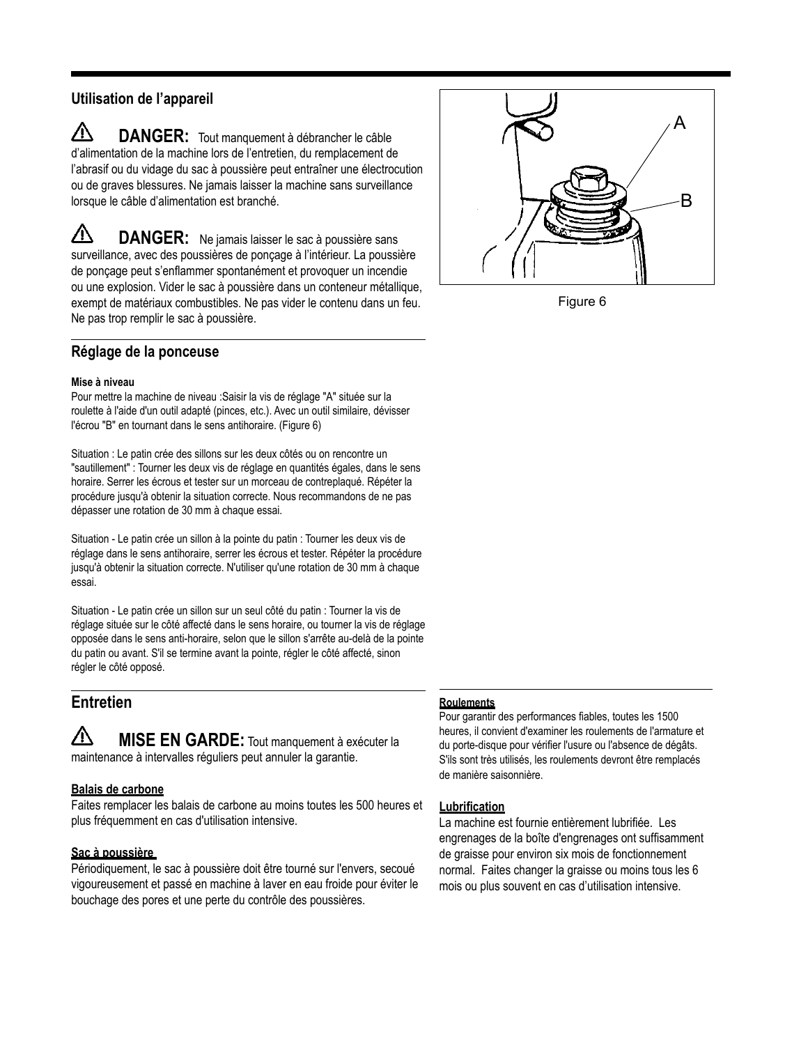## Utilisation de l'appareil

⚠ **DANGER:** Tout manquement à débrancher le câble d'alimentation de la machine lors de l'entretien, du remplacement de l'abrasif ou du vidage du sac à poussière peut entraîner une électrocution ou de graves blessures. Ne jamais laisser la machine sans surveillance lorsque le câble d'alimentation est branché.

⚠ **DANGER:** Ne jamais laisser le sac à poussière sans surveillance, avec des poussières de ponçage à l'intérieur. La poussière de ponçage peut s'enflammer spontanément et provoquer un incendie ou une explosion. Vider le sac à poussière dans un conteneur métallique, exempt de matériaux combustibles. Ne pas vider le contenu dans un feu. Ne pas trop remplir le sac à poussière.

A

B

Figure 6

## Réglage de la ponceuse

**Mise à niveau**

Pour mettre la machine de niveau :Saisir la vis de réglage "A" située sur la roulette à l'aide d'un outil adapté (pinces, etc.). Avec un outil similaire, dévisser l'écrou "B" en tournant dans le sens antihoraire. (Figure 6)

Situation : Le patin crée des sillons sur les deux côtés ou on rencontre un "sautillement" : Tourner les deux vis de réglage en quantités égales, dans le sens horaire. Serrer les écrous et tester sur un morceau de contreplaqué. Répéter la procédure jusqu'à obtenir la situation correcte. Nous recommandons de ne pas dépasser une rotation de 30 mm à chaque essai.

Situation - Le patin crée un sillon à la pointe du patin : Tourner les deux vis de réglage dans le sens antihoraire, serrer les écrous et tester. Répéter la procédure jusqu'à obtenir la situation correcte. N'utiliser qu'une rotation de 30 mm à chaque essai.

Situation - Le patin crée un sillon sur un seul côté du patin : Tourner la vis de réglage située sur le côté affecté dans le sens horaire, ou tourner la vis de réglage opposée dans le sens anti-horaire, selon que le sillon s'arrête au-delà de la pointe du patin ou avant. S'il se termine avant la pointe, régler le côté affecté, sinon régler le côté opposé.

## Entretien

⚠ **MISE EN GARDE:** Tout manquement à exécuter la maintenance à intervalles réguliers peut annuler la garantie.

**Balais de carbone**

Faites remplacer les balais de carbone au moins toutes les 500 heures et plus fréquemment en cas d'utilisation intensive.

**Sac à poussière**

Périodiquement, le sac à poussière doit être tourné sur l'envers, secoué vigoureusement et passé en machine à laver en eau froide pour éviter le bouchage des pores et une perte du contrôle des poussières.

**Roulements**

Pour garantir des performances fiables, toutes les 1500 heures, il convient d'examiner les roulements de l'armature et du porte-disque pour vérifier l'usure ou l'absence de dégâts. S'ils sont très utilisés, les roulements devront être remplacés de manière saisonnière.

**Lubrification**

La machine est fournie entièrement lubrifiée. Les engrenages de la boîte d'engrenages ont suffisamment de graisse pour environ six mois de fonctionnement normal. Faites changer la graisse ou moins tous les 6 mois ou plus souvent en cas d'utilisation intensive.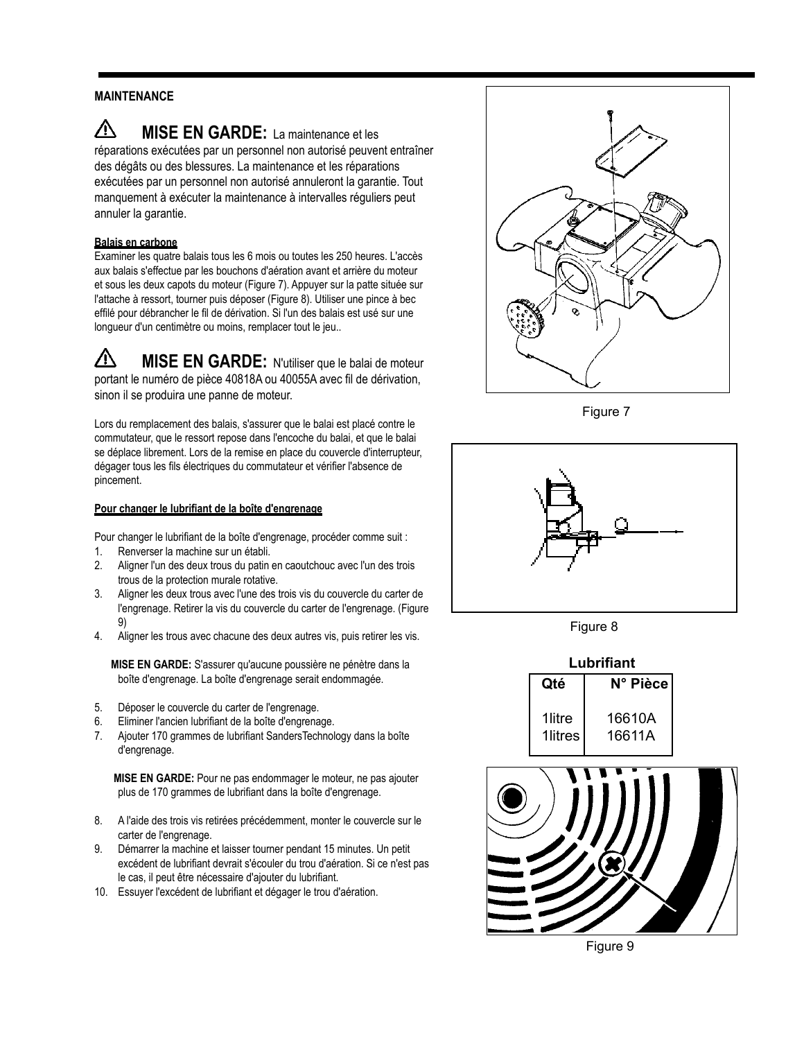## MAINTENANCE

**⚠ MISE EN GARDE:** La maintenance et les réparations exécutées par un personnel non autorisé peuvent entraîner des dégâts ou des blessures. La maintenance et les réparations exécutées par un personnel non autorisé annuleront la garantie. Tout manquement à exécuter la maintenance à intervalles réguliers peut annuler la garantie.

### Balais en carbone

Examiner les quatre balais tous les 6 mois ou toutes les 250 heures. L'accès aux balais s'effectue par les bouchons d'aération avant et arrière du moteur et sous les deux capots du moteur (Figure 7). Appuyer sur la patte située sur l'attache à ressort, tourner puis déposer (Figure 8). Utiliser une pince à bec effilé pour débrancher le fil de dérivation. Si l'un des balais est usé sur une longueur d'un centimètre ou moins, remplacer tout le jeu..

**⚠ MISE EN GARDE:** N'utiliser que le balai de moteur portant le numéro de pièce 40818A ou 40055A avec fil de dérivation, sinon il se produira une panne de moteur.

Lors du remplacement des balais, s'assurer que le balai est placé contre le commutateur, que le ressort repose dans l'encoche du balai, et que le balai se déplace librement. Lors de la remise en place du couvercle d'interrupteur, dégager tous les fils électriques du commutateur et vérifier l'absence de pincement.

Figure 7

Figure 8

### Pour changer le lubrifiant de la boîte d'engrenage

Pour changer le lubrifiant de la boîte d'engrenage, procéder comme suit :

1. Renverser la machine sur un établi.
2. Aligner l'un des deux trous du patin en caoutchouc avec l'un des trois trous de la protection murale rotative.
3. Aligner les deux trous avec l'une des trois vis du couvercle du carter de l'engrenage. Retirer la vis du couvercle du carter de l'engrenage. (Figure 9)
4. Aligner les trous avec chacune des deux autres vis, puis retirer les vis.

   **MISE EN GARDE:** S'assurer qu'aucune poussière ne pénètre dans la boîte d'engrenage. La boîte d'engrenage serait endommagée.

5. Déposer le couvercle du carter de l'engrenage.
6. Eliminer l'ancien lubrifiant de la boîte d'engrenage.
7. Ajouter 170 grammes de lubrifiant SandersTechnology dans la boîte d'engrenage.

   **MISE EN GARDE:** Pour ne pas endommager le moteur, ne pas ajouter plus de 170 grammes de lubrifiant dans la boîte d'engrenage.

8. A l'aide des trois vis retirées précédemment, monter le couvercle sur le carter de l'engrenage.
9. Démarrer la machine et laisser tourner pendant 15 minutes. Un petit excédent de lubrifiant devrait s'écouler du trou d'aération. Si ce n'est pas le cas, il peut être nécessaire d'ajouter du lubrifiant.
10. Essuyer l'excédent de lubrifiant et dégager le trou d'aération.

**Lubrifiant**

| Qté | N° Pièce |
|---|---|
| 1litre | 16610A |
| 1litres | 16611A |

Figure 9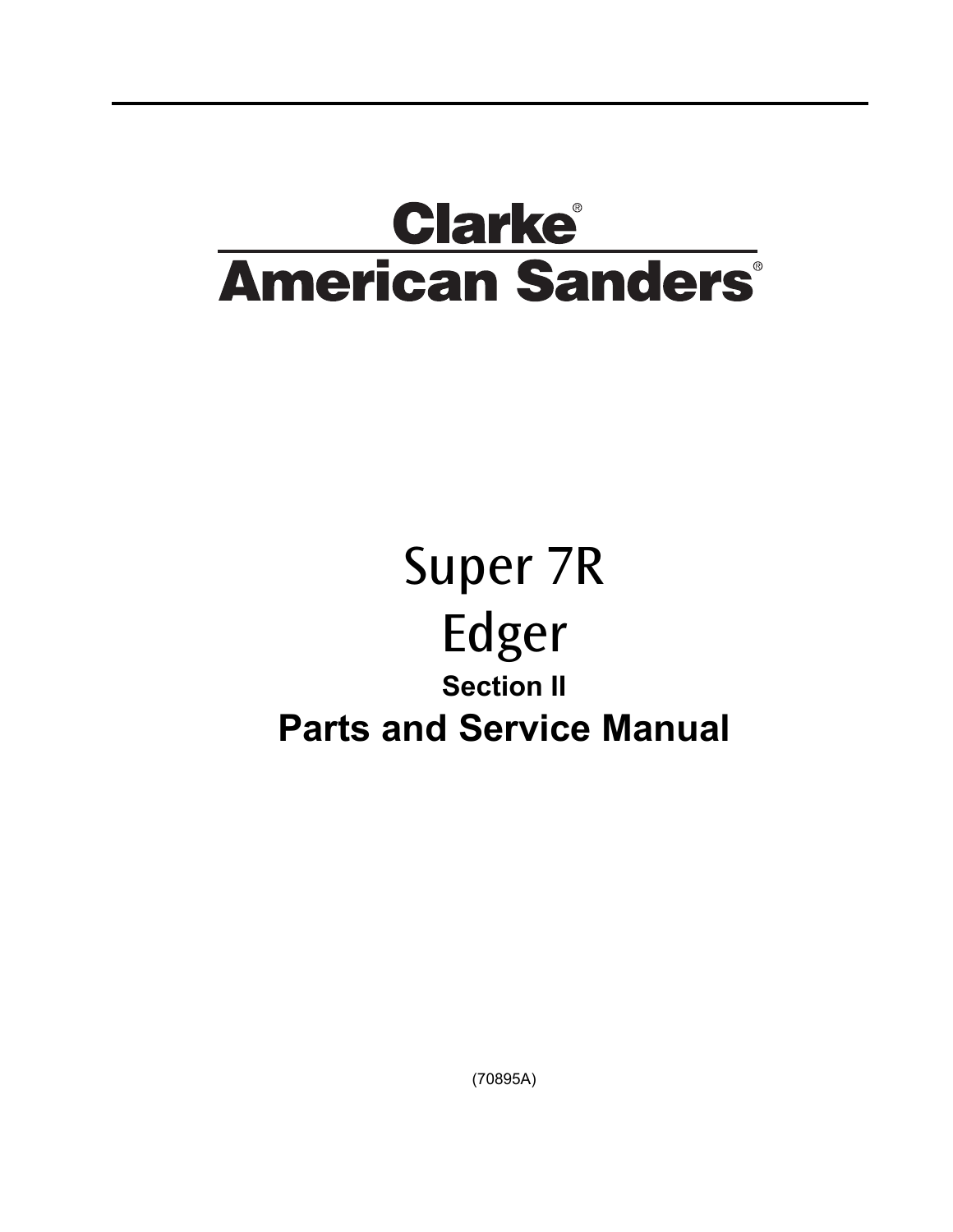# Clarke®

# American Sanders®

# Super 7R

# Edger

### Section II

## Parts and Service Manual

(70895A)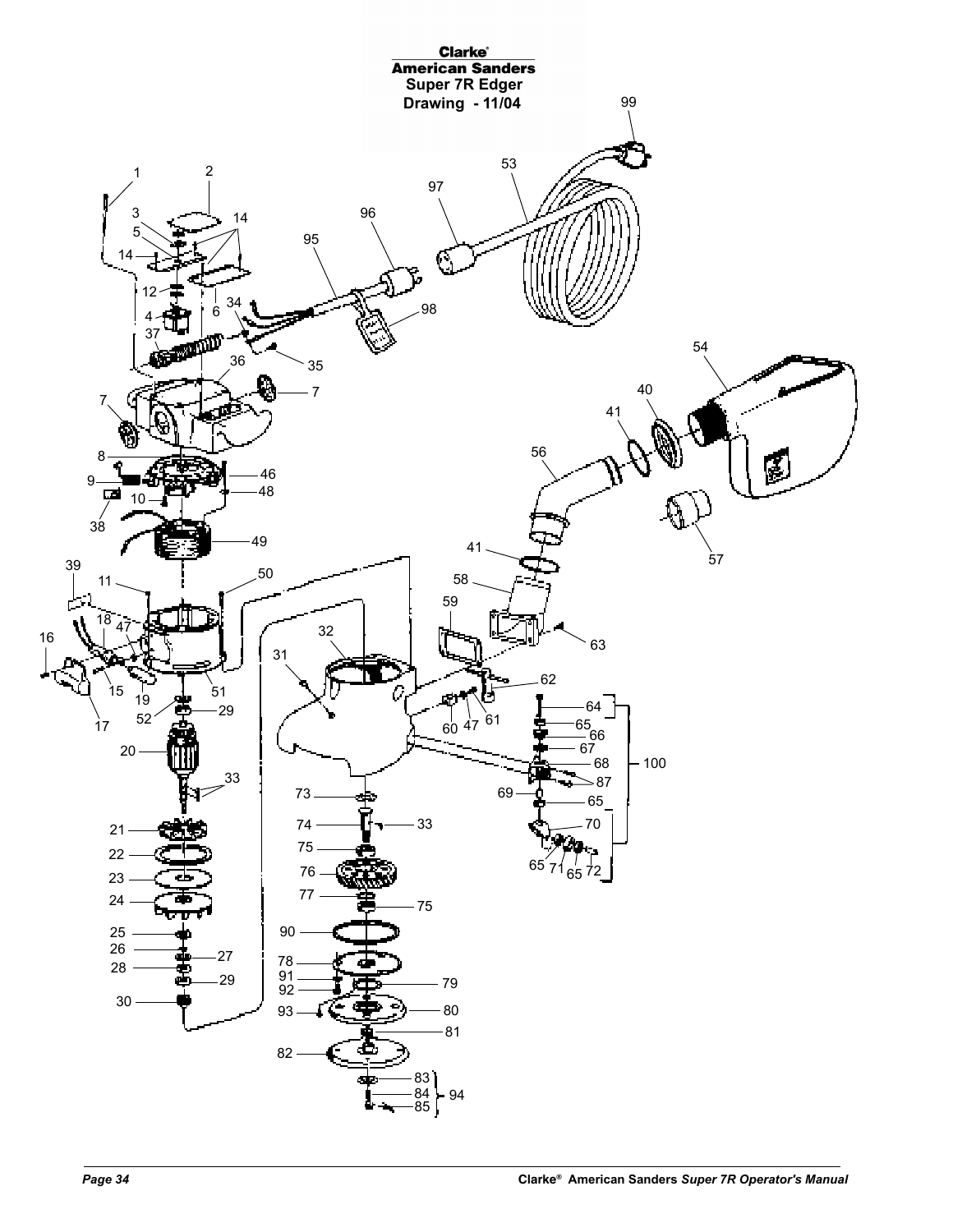# Clarke®
# American Sanders
## Super 7R Edger
## Drawing - 11/04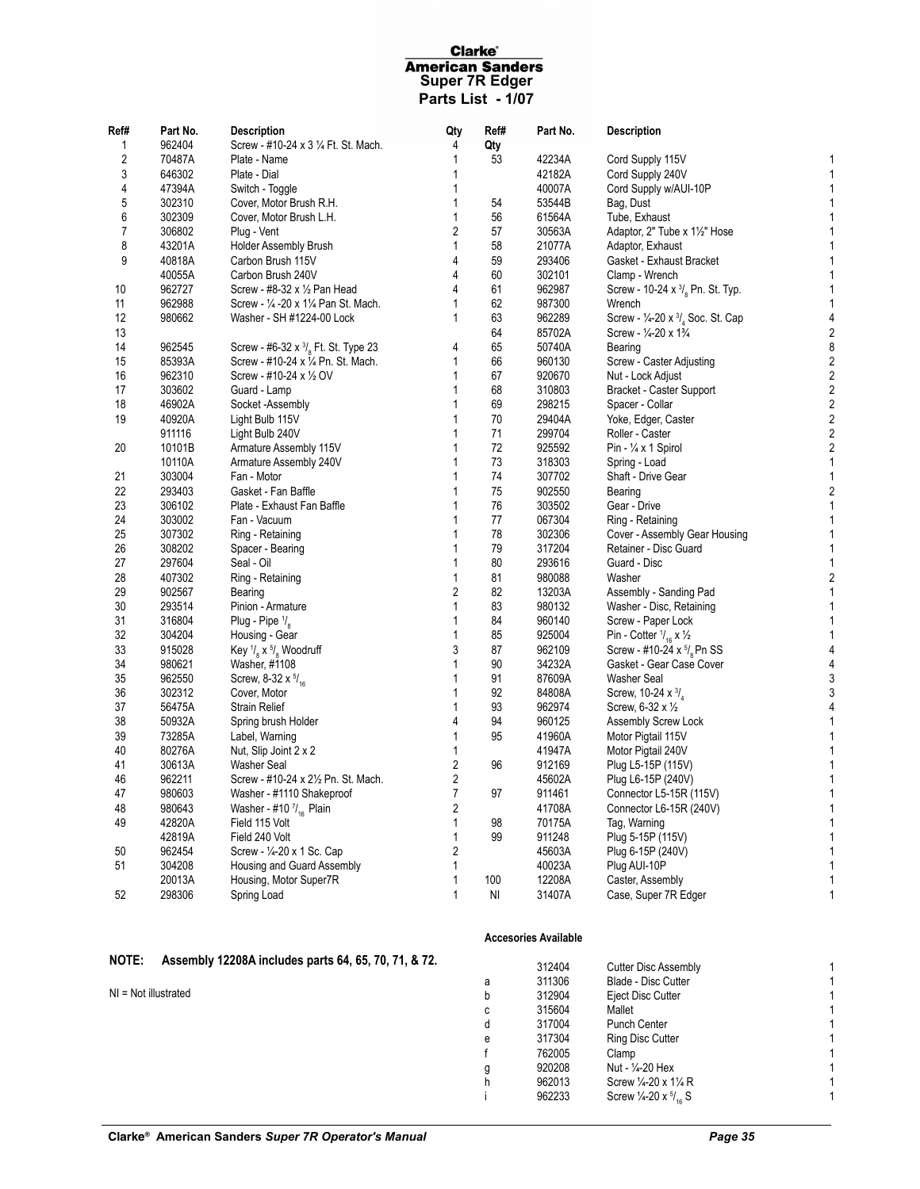# Clarke® American Sanders Super 7R Edger

## Parts List - 1/07

| Ref# | Part No. | Description | Qty |
|---|---|---|---|
| 1 | 962404 | Screw - #10-24 x 3 ¼ Ft. St. Mach. | 4 |
| 2 | 70487A | Plate - Name | 1 |
| 3 | 646302 | Plate - Dial | 1 |
| 4 | 47394A | Switch - Toggle | 1 |
| 5 | 302310 | Cover, Motor Brush R.H. | 1 |
| 6 | 302309 | Cover, Motor Brush L.H. | 1 |
| 7 | 306802 | Plug - Vent | 2 |
| 8 | 43201A | Holder Assembly Brush | 1 |
| 9 | 40818A | Carbon Brush 115V | 4 |
| | 40055A | Carbon Brush 240V | 4 |
| 10 | 962727 | Screw - #8-32 x ½ Pan Head | 4 |
| 11 | 962988 | Screw - ¼ -20 x 1¼ Pan St. Mach. | 1 |
| 12 | 980662 | Washer - SH #1224-00 Lock | 1 |
| 13 | | | |
| 14 | 962545 | Screw - #6-32 x 3/8 Ft. St. Type 23 | 4 |
| 15 | 85393A | Screw - #10-24 x ¼ Pn. St. Mach. | 1 |
| 16 | 962310 | Screw - #10-24 x ½ OV | 1 |
| 17 | 303602 | Guard - Lamp | 1 |
| 18 | 46902A | Socket -Assembly | 1 |
| 19 | 40920A | Light Bulb 115V | 1 |
| | 911116 | Light Bulb 240V | 1 |
| 20 | 10101B | Armature Assembly 115V | 1 |
| | 10110A | Armature Assembly 240V | 1 |
| 21 | 303004 | Fan - Motor | 1 |
| 22 | 293403 | Gasket - Fan Baffle | 1 |
| 23 | 306102 | Plate - Exhaust Fan Baffle | 1 |
| 24 | 303002 | Fan - Vacuum | 1 |
| 25 | 307302 | Ring - Retaining | 1 |
| 26 | 308202 | Spacer - Bearing | 1 |
| 27 | 297604 | Seal - Oil | 1 |
| 28 | 407302 | Ring - Retaining | 1 |
| 29 | 902567 | Bearing | 2 |
| 30 | 293514 | Pinion - Armature | 1 |
| 31 | 316804 | Plug - Pipe 1/8 | 1 |
| 32 | 304204 | Housing - Gear | 1 |
| 33 | 915028 | Key 1/8 x 5/8 Woodruff | 3 |
| 34 | 980621 | Washer, #1108 | 1 |
| 35 | 962550 | Screw, 8-32 x 5/16 | 1 |
| 36 | 302312 | Cover, Motor | 1 |
| 37 | 56475A | Strain Relief | 1 |
| 38 | 50932A | Spring brush Holder | 4 |
| 39 | 73285A | Label, Warning | 1 |
| 40 | 80276A | Nut, Slip Joint 2 x 2 | 1 |
| 41 | 30613A | Washer Seal | 2 |
| 46 | 962211 | Screw - #10-24 x 2½ Pn. St. Mach. | 2 |
| 47 | 980603 | Washer - #1110 Shakeproof | 7 |
| 48 | 980643 | Washer - #10 7/16 Plain | 2 |
| 49 | 42820A | Field 115 Volt | 1 |
| | 42819A | Field 240 Volt | 1 |
| 50 | 962454 | Screw - ¼-20 x 1 Sc. Cap | 2 |
| 51 | 304208 | Housing and Guard Assembly | 1 |
| | 20013A | Housing, Motor Super7R | 1 |
| 52 | 298306 | Spring Load | 1 |
| 53 | 42234A | Cord Supply 115V | 1 |
| | 42182A | Cord Supply 240V | 1 |
| | 40007A | Cord Supply w/AUI-10P | 1 |
| 54 | 53544B | Bag, Dust | 1 |
| 56 | 61564A | Tube, Exhaust | 1 |
| 57 | 30563A | Adaptor, 2" Tube x 1½" Hose | 1 |
| 58 | 21077A | Adaptor, Exhaust | 1 |
| 59 | 293406 | Gasket - Exhaust Bracket | 1 |
| 60 | 302101 | Clamp - Wrench | 1 |
| 61 | 962987 | Screw - 10-24 x 3/8 Pn. St. Typ. | 1 |
| 62 | 987300 | Wrench | 1 |
| 63 | 962289 | Screw - ¼-20 x 3/4 Soc. St. Cap | 4 |
| 64 | 85702A | Screw - ¼-20 x 1¾ | 2 |
| 65 | 50740A | Bearing | 8 |
| 66 | 960130 | Screw - Caster Adjusting | 2 |
| 67 | 920670 | Nut - Lock Adjust | 2 |
| 68 | 310803 | Bracket - Caster Support | 2 |
| 69 | 298215 | Spacer - Collar | 2 |
| 70 | 29404A | Yoke, Edger, Caster | 2 |
| 71 | 299704 | Roller - Caster | 2 |
| 72 | 925592 | Pin - ¼ x 1 Spirol | 2 |
| 73 | 318303 | Spring - Load | 1 |
| 74 | 307702 | Shaft - Drive Gear | 1 |
| 75 | 902550 | Bearing | 2 |
| 76 | 303502 | Gear - Drive | 1 |
| 77 | 067304 | Ring - Retaining | 1 |
| 78 | 302306 | Cover - Assembly Gear Housing | 1 |
| 79 | 317204 | Retainer - Disc Guard | 1 |
| 80 | 293616 | Guard - Disc | 1 |
| 81 | 980088 | Washer | 2 |
| 82 | 13203A | Assembly - Sanding Pad | 1 |
| 83 | 980132 | Washer - Disc, Retaining | 1 |
| 84 | 960140 | Screw - Paper Lock | 1 |
| 85 | 925004 | Pin - Cotter 1/16 x ½ | 1 |
| 87 | 962109 | Screw - #10-24 x 5/8 Pn SS | 4 |
| 90 | 34232A | Gasket - Gear Case Cover | 4 |
| 91 | 87609A | Washer Seal | 3 |
| 92 | 84808A | Screw, 10-24 x 3/4 | 3 |
| 93 | 962974 | Screw, 6-32 x ½ | 4 |
| 94 | 960125 | Assembly Screw Lock | 1 |
| 95 | 41960A | Motor Pigtail 115V | 1 |
| | 41947A | Motor Pigtail 240V | 1 |
| 96 | 912169 | Plug L5-15P (115V) | 1 |
| | 45602A | Plug L6-15P (240V) | 1 |
| 97 | 911461 | Connector L5-15R (115V) | 1 |
| | 41708A | Connector L6-15R (240V) | 1 |
| 98 | 70175A | Tag, Warning | 1 |
| 99 | 911248 | Plug 5-15P (115V) | 1 |
| | 45603A | Plug 6-15P (240V) | 1 |
| | 40023A | Plug AUI-10P | 1 |
| 100 | 12208A | Caster, Assembly | 1 |
| NI | 31407A | Case, Super 7R Edger | 1 |

**NOTE: Assembly 12208A includes parts 64, 65, 70, 71, & 72.**

NI = Not illustrated

### Accesories Available

| | Part No. | Description | Qty |
|---|---|---|---|
| | 312404 | Cutter Disc Assembly | 1 |
| a | 311306 | Blade - Disc Cutter | 1 |
| b | 312904 | Eject Disc Cutter | 1 |
| c | 315604 | Mallet | 1 |
| d | 317004 | Punch Center | 1 |
| e | 317304 | Ring Disc Cutter | 1 |
| f | 762005 | Clamp | 1 |
| g | 920208 | Nut - ¼-20 Hex | 1 |
| h | 962013 | Screw ¼-20 x 1¼ R | 1 |
| i | 962233 | Screw ¼-20 x 5/16 S | 1 |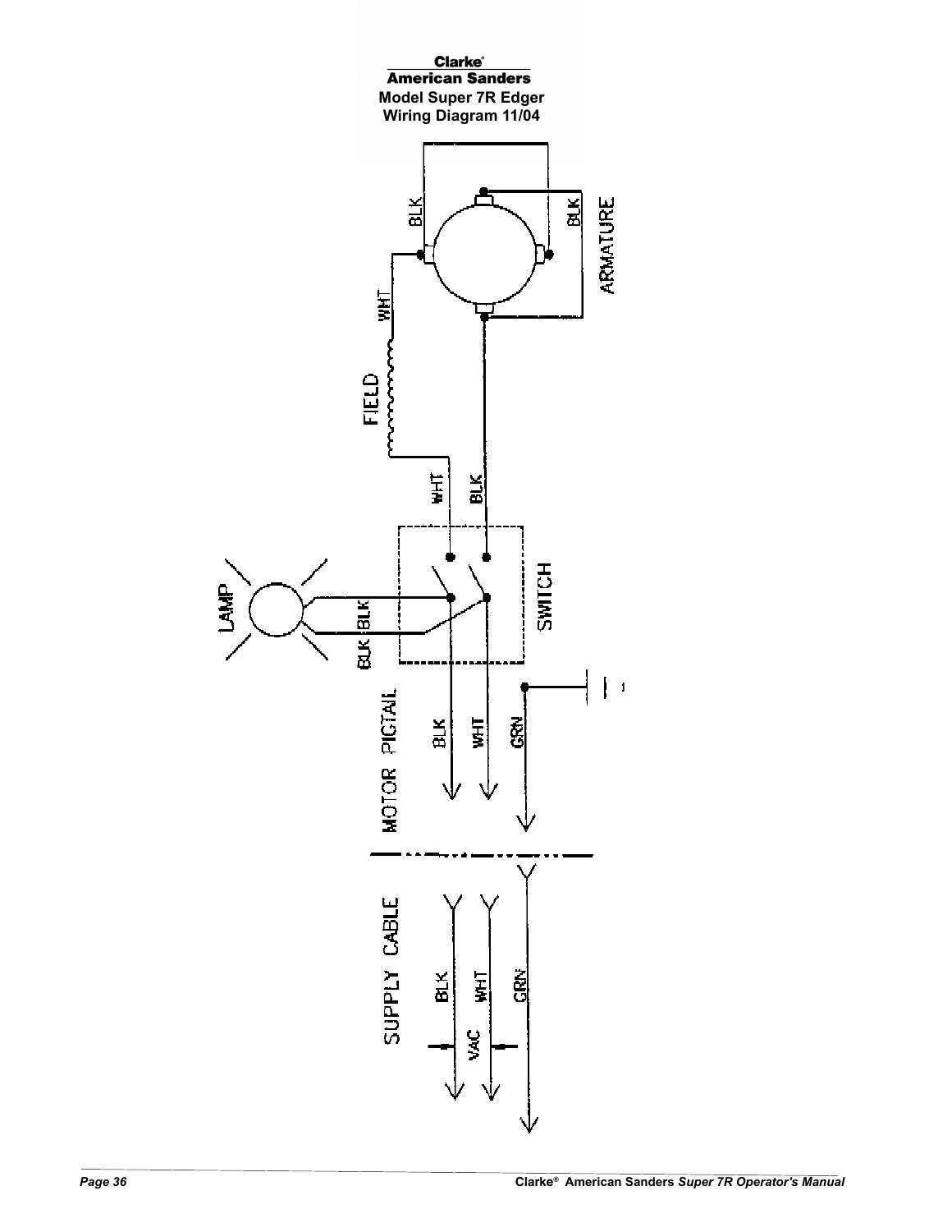**Clarke®**
**American Sanders**
**Model Super 7R Edger**
**Wiring Diagram 11/04**

ARMATURE

BLK

BLK

WHT

FIELD

WHT

BLK

LAMP

BLK BLK

SWITCH

MOTOR PIGTAIL

BLK

WHT

GRN

SUPPLY CABLE

BLK

WHT

GRN

VAC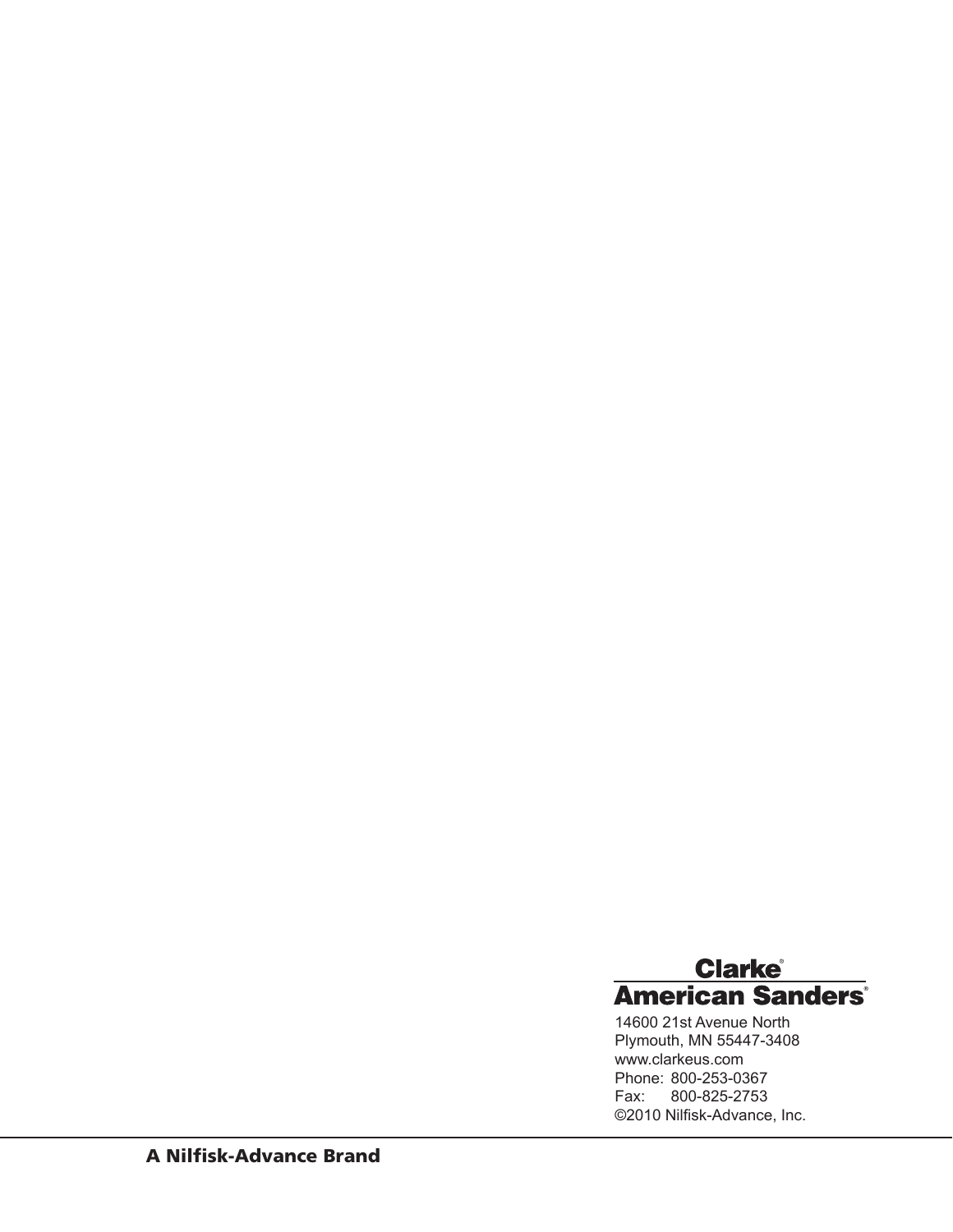**Clarke®**

**American Sanders®**

14600 21st Avenue North
Plymouth, MN 55447-3408
www.clarkeus.com
Phone: 800-253-0367
Fax: 800-825-2753
©2010 Nilfisk-Advance, Inc.

**A Nilfisk-Advance Brand**